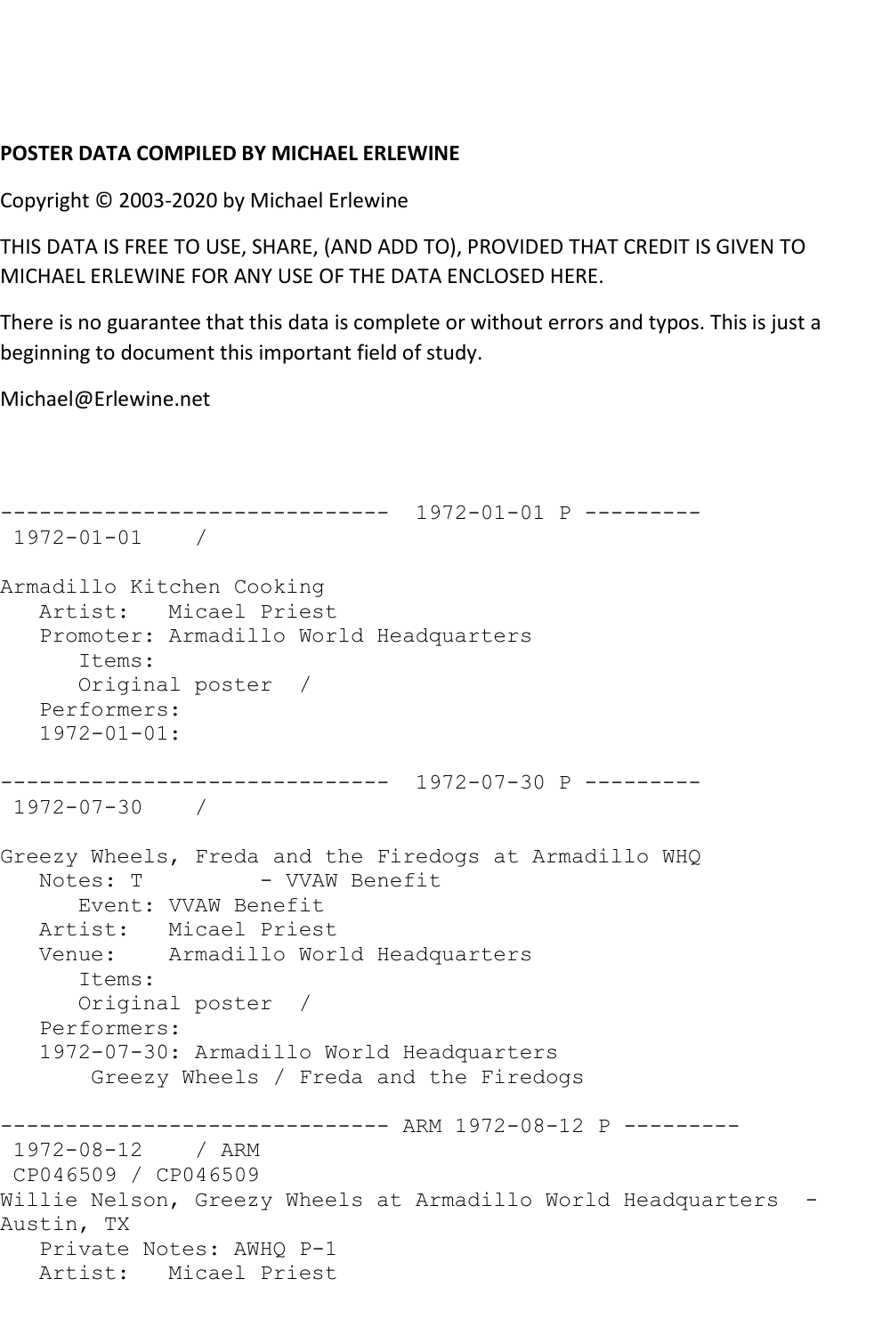**POSTER DATA COMPILED BY MICHAEL ERLEWINE**

Copyright © 2003-2020 by Michael Erlewine

THIS DATA IS FREE TO USE, SHARE, (AND ADD TO), PROVIDED THAT CREDIT IS GIVEN TO MICHAEL ERLEWINE FOR ANY USE OF THE DATA ENCLOSED HERE.

There is no guarantee that this data is complete or without errors and typos. This is just a beginning to document this important field of study.

Michael@Erlewine.net

```
------------------------------  1972-01-01 P ---------
 1972-01-01    /

Armadillo Kitchen Cooking
   Artist:   Micael Priest
   Promoter: Armadillo World Headquarters
      Items:
      Original poster  /
   Performers:
   1972-01-01:

------------------------------  1972-07-30 P ---------
 1972-07-30    /

Greezy Wheels, Freda and the Firedogs at Armadillo WHQ
   Notes: T         - VVAW Benefit
      Event: VVAW Benefit
   Artist:   Micael Priest
   Venue:    Armadillo World Headquarters
      Items:
      Original poster  /
   Performers:
   1972-07-30: Armadillo World Headquarters
       Greezy Wheels / Freda and the Firedogs

------------------------------ ARM 1972-08-12 P ---------
 1972-08-12    / ARM
 CP046509 / CP046509
Willie Nelson, Greezy Wheels at Armadillo World Headquarters  - 
Austin, TX
   Private Notes: AWHQ P-1
   Artist:   Micael Priest
```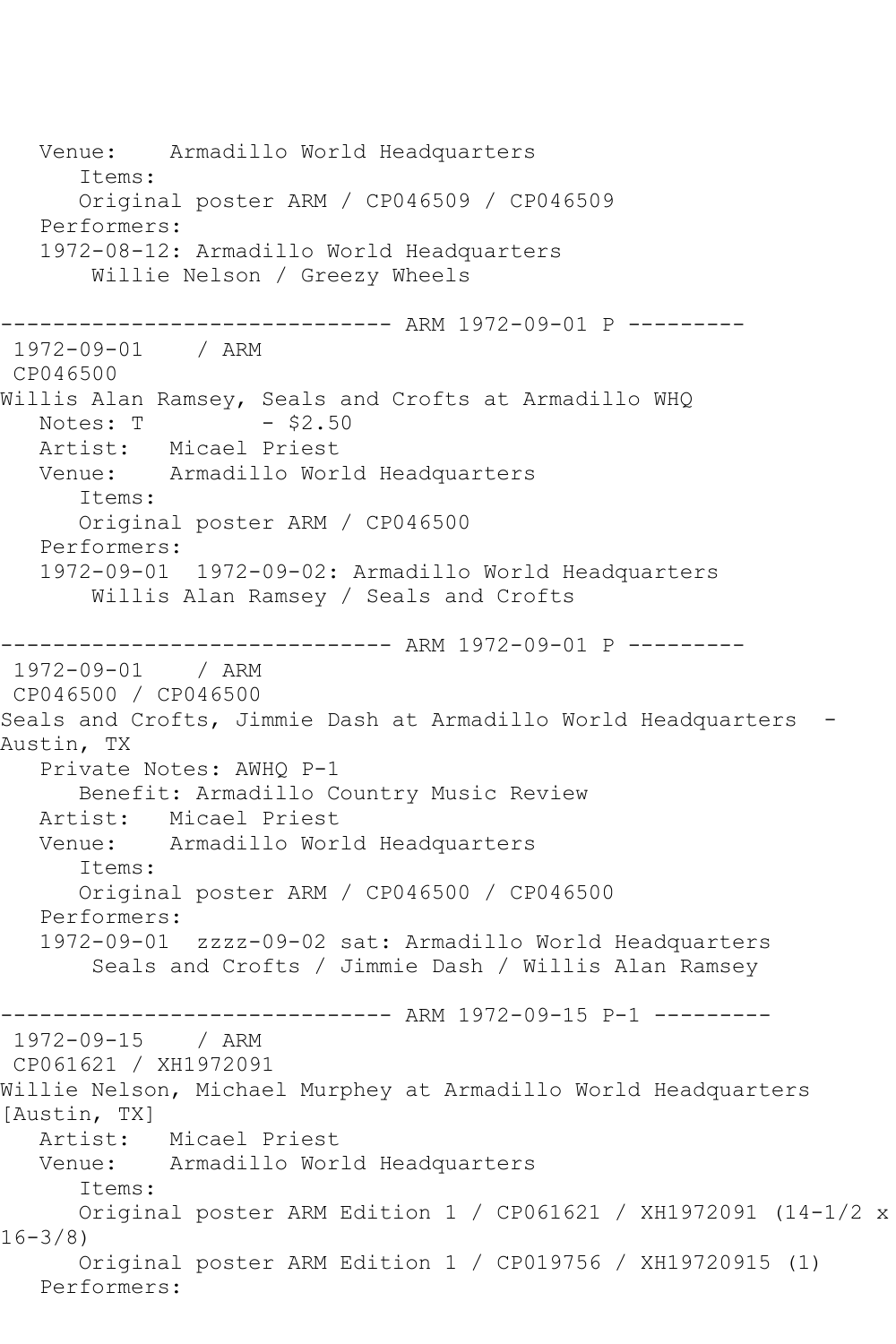```
   Venue:    Armadillo World Headquarters
      Items:
      Original poster ARM / CP046509 / CP046509
   Performers:
   1972-08-12: Armadillo World Headquarters
       Willie Nelson / Greezy Wheels

------------------------------ ARM 1972-09-01 P ---------
 1972-09-01    / ARM
 CP046500
Willis Alan Ramsey, Seals and Crofts at Armadillo WHQ
   Notes: T         - $2.50
   Artist:   Micael Priest
   Venue:    Armadillo World Headquarters
      Items:
      Original poster ARM / CP046500
   Performers:
   1972-09-01  1972-09-02: Armadillo World Headquarters
       Willis Alan Ramsey / Seals and Crofts

------------------------------ ARM 1972-09-01 P ---------
 1972-09-01    / ARM
 CP046500 / CP046500
Seals and Crofts, Jimmie Dash at Armadillo World Headquarters  -
Austin, TX
   Private Notes: AWHQ P-1
      Benefit: Armadillo Country Music Review
   Artist:   Micael Priest
   Venue:    Armadillo World Headquarters
      Items:
      Original poster ARM / CP046500 / CP046500
   Performers:
   1972-09-01  zzzz-09-02 sat: Armadillo World Headquarters
       Seals and Crofts / Jimmie Dash / Willis Alan Ramsey

------------------------------ ARM 1972-09-15 P-1 ---------
 1972-09-15    / ARM
 CP061621 / XH1972091
Willie Nelson, Michael Murphey at Armadillo World Headquarters
[Austin, TX]
   Artist:   Micael Priest
   Venue:    Armadillo World Headquarters
      Items:
      Original poster ARM Edition 1 / CP061621 / XH1972091 (14-1/2 x
16-3/8)
      Original poster ARM Edition 1 / CP019756 / XH19720915 (1)
   Performers:
```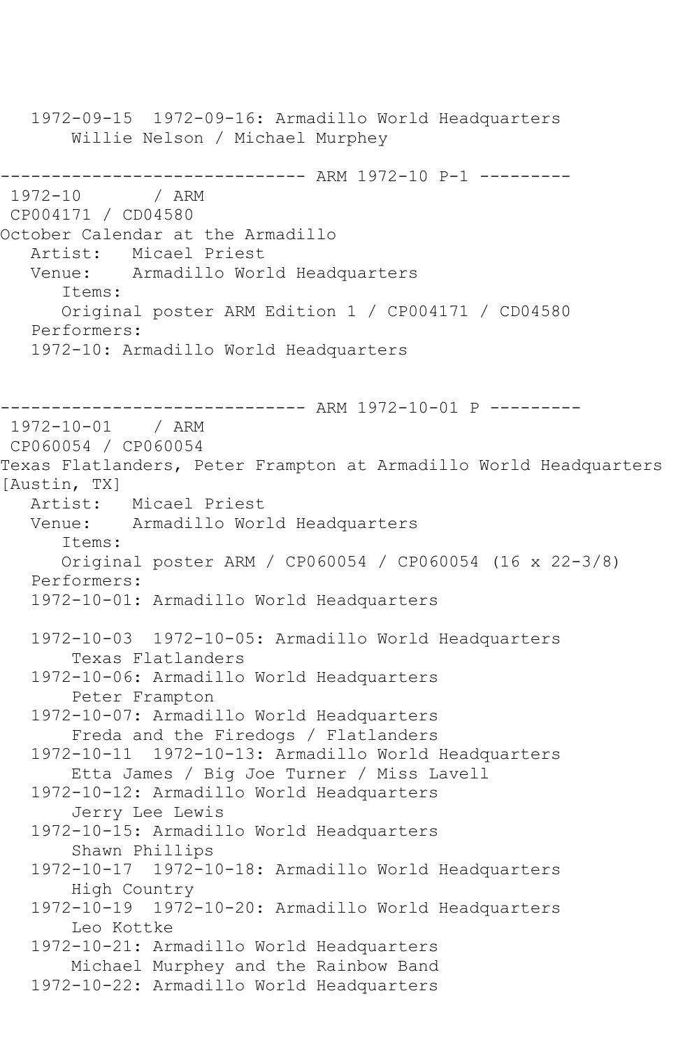1972-09-15  1972-09-16: Armadillo World Headquarters
    Willie Nelson / Michael Murphey

------------------------------ ARM 1972-10 P-1 ---------

1972-10       / ARM

CP004171 / CD04580

October Calendar at the Armadillo

Artist:   Micael Priest

Venue:    Armadillo World Headquarters

Items:

Original poster ARM Edition 1 / CP004171 / CD04580

Performers:

1972-10: Armadillo World Headquarters

------------------------------ ARM 1972-10-01 P ---------

1972-10-01    / ARM

CP060054 / CP060054

Texas Flatlanders, Peter Frampton at Armadillo World Headquarters [Austin, TX]

Artist:   Micael Priest

Venue:    Armadillo World Headquarters

Items:

Original poster ARM / CP060054 / CP060054 (16 x 22-3/8)

Performers:

1972-10-01: Armadillo World Headquarters

1972-10-03  1972-10-05: Armadillo World Headquarters
    Texas Flatlanders

1972-10-06: Armadillo World Headquarters
    Peter Frampton

1972-10-07: Armadillo World Headquarters
    Freda and the Firedogs / Flatlanders

1972-10-11  1972-10-13: Armadillo World Headquarters
    Etta James / Big Joe Turner / Miss Lavell

1972-10-12: Armadillo World Headquarters
    Jerry Lee Lewis

1972-10-15: Armadillo World Headquarters
    Shawn Phillips

1972-10-17  1972-10-18: Armadillo World Headquarters
    High Country

1972-10-19  1972-10-20: Armadillo World Headquarters
    Leo Kottke

1972-10-21: Armadillo World Headquarters
    Michael Murphey and the Rainbow Band

1972-10-22: Armadillo World Headquarters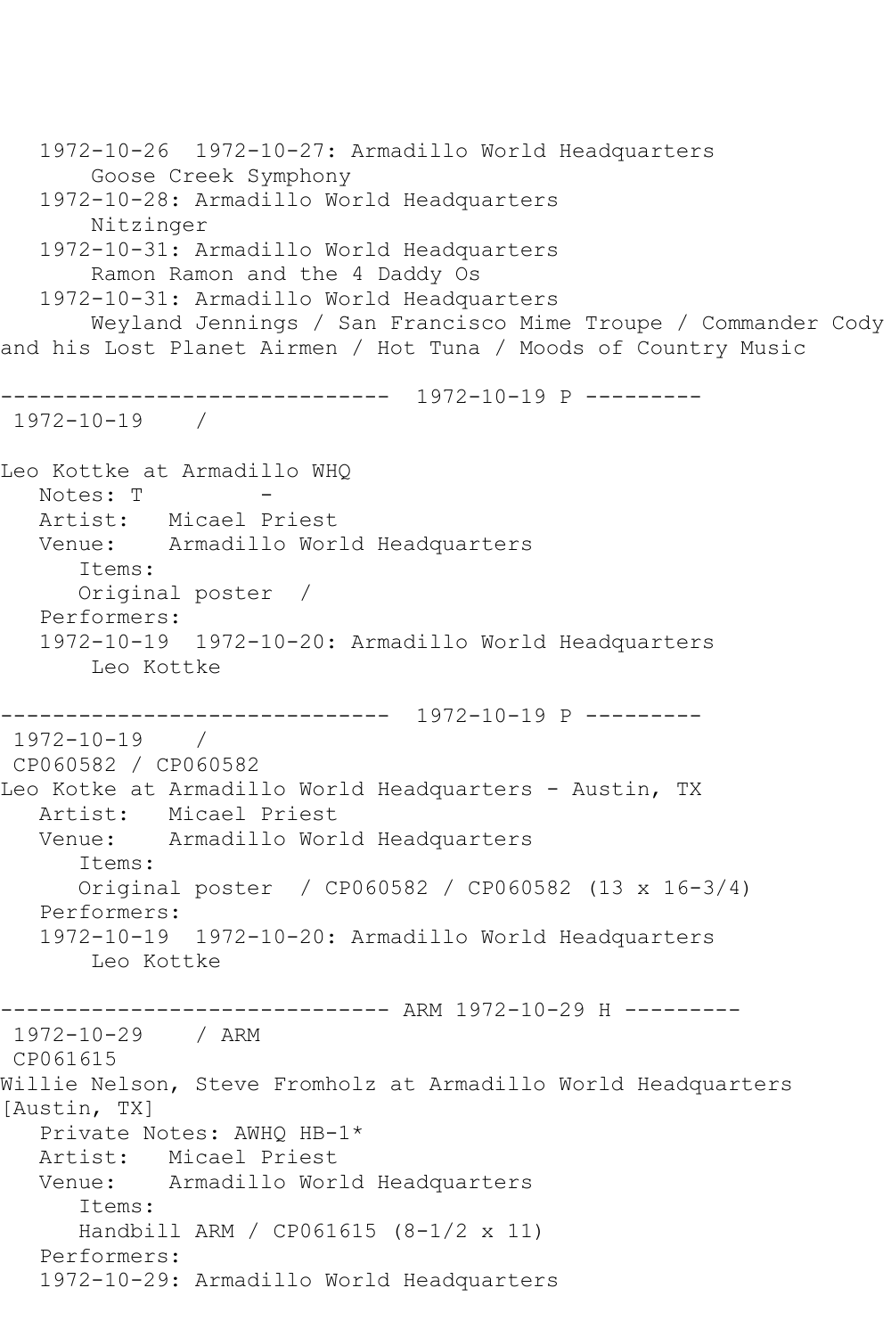1972-10-26  1972-10-27: Armadillo World Headquarters
    Goose Creek Symphony
1972-10-28: Armadillo World Headquarters
    Nitzinger
1972-10-31: Armadillo World Headquarters
    Ramon Ramon and the 4 Daddy Os
1972-10-31: Armadillo World Headquarters
    Weyland Jennings / San Francisco Mime Troupe / Commander Cody and his Lost Planet Airmen / Hot Tuna / Moods of Country Music

------------------------------ 1972-10-19 P ---------

1972-10-19 /

Leo Kottke at Armadillo WHQ

Notes: T -

Artist: Micael Priest

Venue: Armadillo World Headquarters

Items:

Original poster /

Performers:

1972-10-19  1972-10-20: Armadillo World Headquarters
    Leo Kottke

------------------------------ 1972-10-19 P ---------

1972-10-19 /

CP060582 / CP060582

Leo Kotke at Armadillo World Headquarters - Austin, TX

Artist: Micael Priest

Venue: Armadillo World Headquarters

Items:

Original poster / CP060582 / CP060582 (13 x 16-3/4)

Performers:

1972-10-19  1972-10-20: Armadillo World Headquarters
    Leo Kottke

------------------------------ ARM 1972-10-29 H ---------

1972-10-29 / ARM

CP061615

Willie Nelson, Steve Fromholz at Armadillo World Headquarters [Austin, TX]

Private Notes: AWHQ HB-1*

Artist: Micael Priest

Venue: Armadillo World Headquarters

Items:

Handbill ARM / CP061615 (8-1/2 x 11)

Performers:

1972-10-29: Armadillo World Headquarters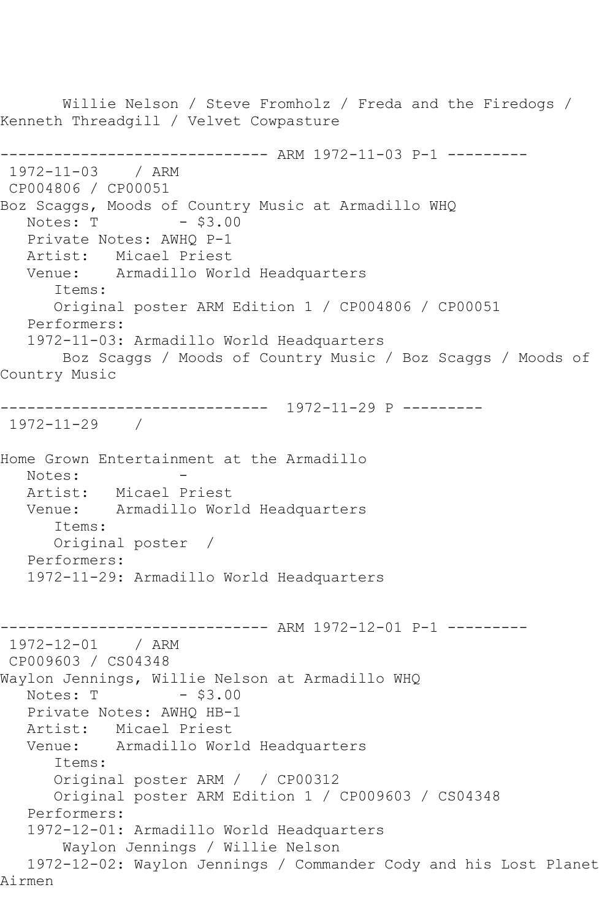Willie Nelson / Steve Fromholz / Freda and the Firedogs / Kenneth Threadgill / Velvet Cowpasture

------------------------------ ARM 1972-11-03 P-1 ---------

1972-11-03 / ARM
CP004806 / CP00051
Boz Scaggs, Moods of Country Music at Armadillo WHQ
   Notes: T - $3.00
   Private Notes: AWHQ P-1
   Artist: Micael Priest
   Venue: Armadillo World Headquarters
      Items:
      Original poster ARM Edition 1 / CP004806 / CP00051
   Performers:
   1972-11-03: Armadillo World Headquarters
       Boz Scaggs / Moods of Country Music / Boz Scaggs / Moods of Country Music

------------------------------ 1972-11-29 P ---------

1972-11-29 /

Home Grown Entertainment at the Armadillo
   Notes: -
   Artist: Micael Priest
   Venue: Armadillo World Headquarters
      Items:
      Original poster /
   Performers:
   1972-11-29: Armadillo World Headquarters

------------------------------ ARM 1972-12-01 P-1 ---------

1972-12-01 / ARM
CP009603 / CS04348
Waylon Jennings, Willie Nelson at Armadillo WHQ
   Notes: T - $3.00
   Private Notes: AWHQ HB-1
   Artist: Micael Priest
   Venue: Armadillo World Headquarters
      Items:
      Original poster ARM / / CP00312
      Original poster ARM Edition 1 / CP009603 / CS04348
   Performers:
   1972-12-01: Armadillo World Headquarters
       Waylon Jennings / Willie Nelson
   1972-12-02: Waylon Jennings / Commander Cody and his Lost Planet Airmen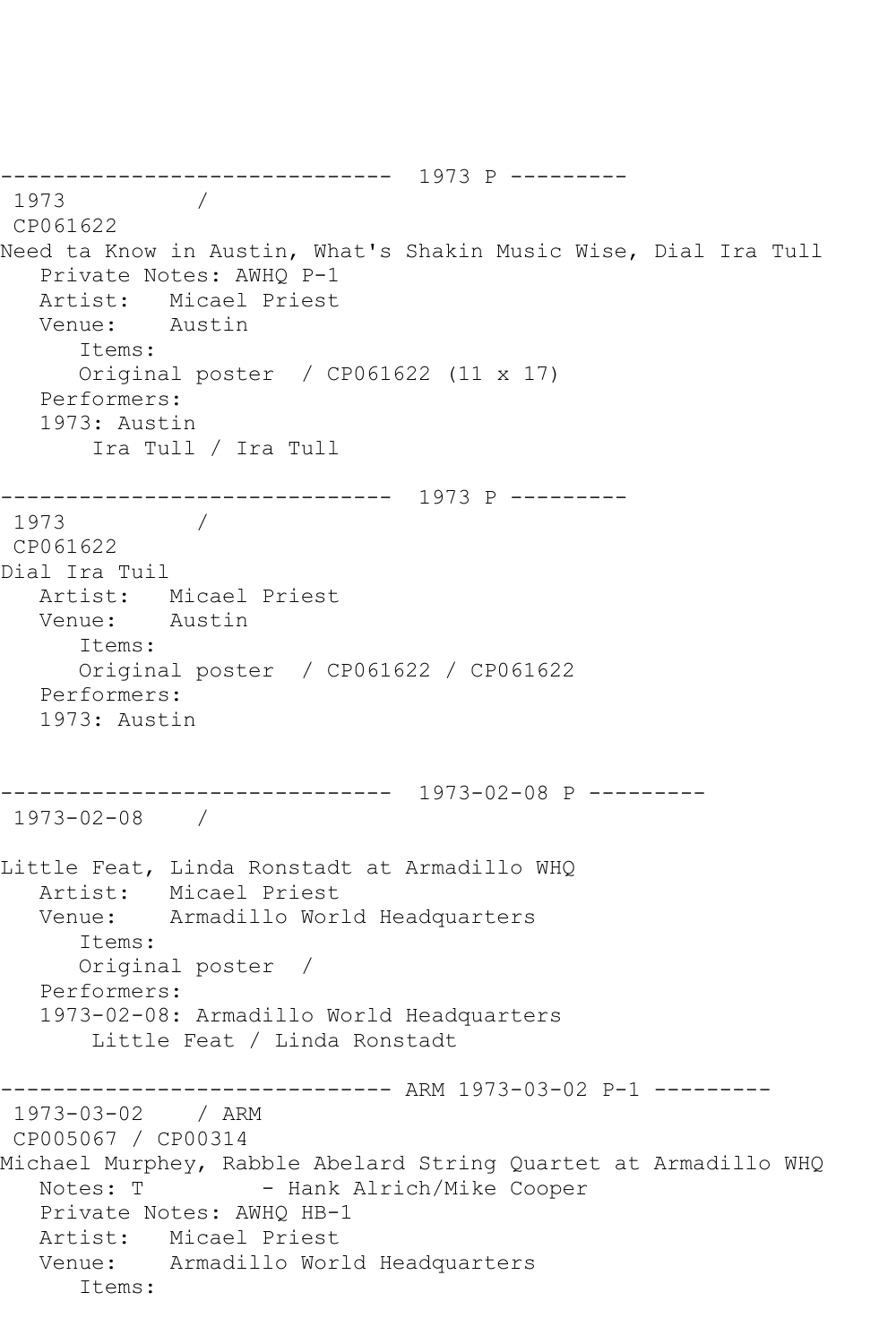```
------------------------------  1973 P ---------
 1973          / 
 CP061622
Need ta Know in Austin, What's Shakin Music Wise, Dial Ira Tull
   Private Notes: AWHQ P-1
   Artist:   Micael Priest
   Venue:    Austin
      Items:
      Original poster  / CP061622 (11 x 17)
   Performers:
   1973: Austin
       Ira Tull / Ira Tull

------------------------------  1973 P ---------
 1973          / 
 CP061622
Dial Ira Tuil
   Artist:   Micael Priest
   Venue:    Austin
      Items:
      Original poster  / CP061622 / CP061622
   Performers:
   1973: Austin


------------------------------  1973-02-08 P ---------
 1973-02-08    / 

Little Feat, Linda Ronstadt at Armadillo WHQ
   Artist:   Micael Priest
   Venue:    Armadillo World Headquarters
      Items:
      Original poster  / 
   Performers:
   1973-02-08: Armadillo World Headquarters
       Little Feat / Linda Ronstadt

------------------------------ ARM 1973-03-02 P-1 ---------
 1973-03-02    / ARM
 CP005067 / CP00314
Michael Murphey, Rabble Abelard String Quartet at Armadillo WHQ
   Notes: T         - Hank Alrich/Mike Cooper
   Private Notes: AWHQ HB-1
   Artist:   Micael Priest
   Venue:    Armadillo World Headquarters
      Items:
```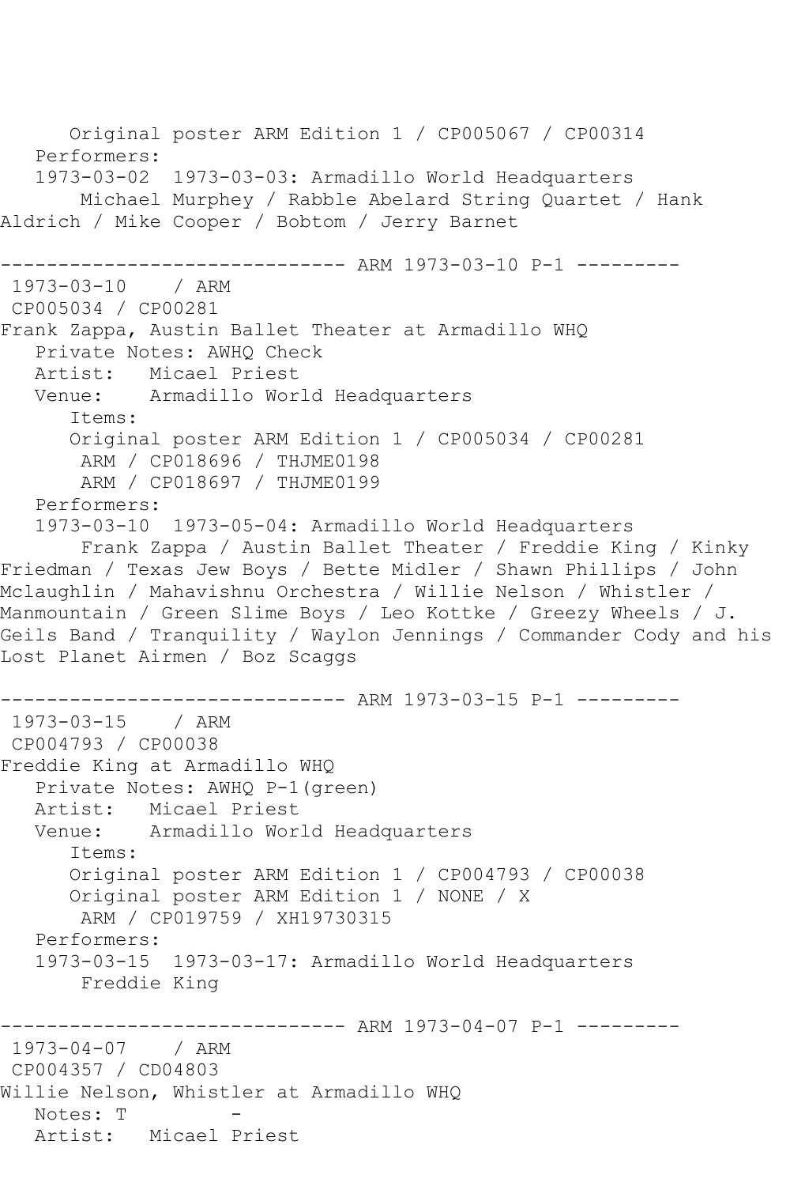Original poster ARM Edition 1 / CP005067 / CP00314

Performers:

1973-03-02 1973-03-03: Armadillo World Headquarters

Michael Murphey / Rabble Abelard String Quartet / Hank Aldrich / Mike Cooper / Bobtom / Jerry Barnet

------------------------------ ARM 1973-03-10 P-1 ---------

1973-03-10 / ARM

CP005034 / CP00281

Frank Zappa, Austin Ballet Theater at Armadillo WHQ

Private Notes: AWHQ Check

Artist: Micael Priest

Venue: Armadillo World Headquarters

Items:

Original poster ARM Edition 1 / CP005034 / CP00281

ARM / CP018696 / THJME0198

ARM / CP018697 / THJME0199

Performers:

1973-03-10 1973-05-04: Armadillo World Headquarters

Frank Zappa / Austin Ballet Theater / Freddie King / Kinky Friedman / Texas Jew Boys / Bette Midler / Shawn Phillips / John Mclaughlin / Mahavishnu Orchestra / Willie Nelson / Whistler / Manmountain / Green Slime Boys / Leo Kottke / Greezy Wheels / J. Geils Band / Tranquility / Waylon Jennings / Commander Cody and his Lost Planet Airmen / Boz Scaggs

------------------------------ ARM 1973-03-15 P-1 ---------

1973-03-15 / ARM

CP004793 / CP00038

Freddie King at Armadillo WHQ

Private Notes: AWHQ P-1(green)

Artist: Micael Priest

Venue: Armadillo World Headquarters

Items:

Original poster ARM Edition 1 / CP004793 / CP00038

Original poster ARM Edition 1 / NONE / X

ARM / CP019759 / XH19730315

Performers:

1973-03-15 1973-03-17: Armadillo World Headquarters

Freddie King

------------------------------ ARM 1973-04-07 P-1 ---------

1973-04-07 / ARM

CP004357 / CD04803

Willie Nelson, Whistler at Armadillo WHQ

Notes: T -

Artist: Micael Priest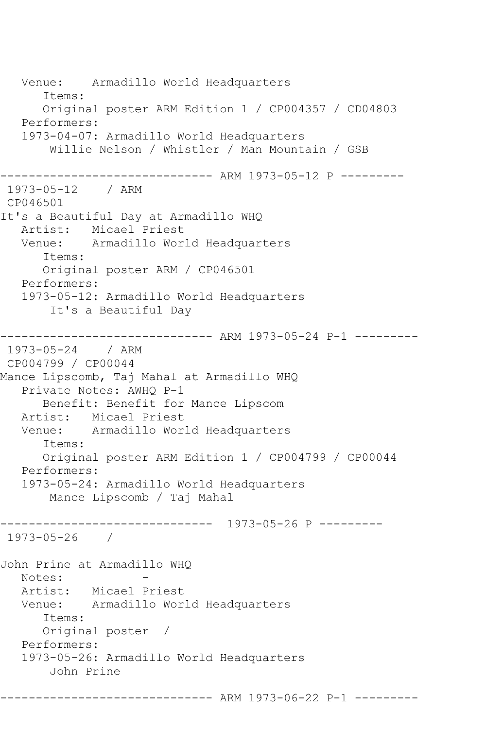```
   Venue:    Armadillo World Headquarters
      Items:
      Original poster ARM Edition 1 / CP004357 / CD04803
   Performers:
   1973-04-07: Armadillo World Headquarters
       Willie Nelson / Whistler / Man Mountain / GSB

------------------------------ ARM 1973-05-12 P ---------
 1973-05-12    / ARM
 CP046501
It's a Beautiful Day at Armadillo WHQ
   Artist:   Micael Priest
   Venue:    Armadillo World Headquarters
      Items:
      Original poster ARM / CP046501
   Performers:
   1973-05-12: Armadillo World Headquarters
       It's a Beautiful Day

------------------------------ ARM 1973-05-24 P-1 ---------
 1973-05-24    / ARM
 CP004799 / CP00044
Mance Lipscomb, Taj Mahal at Armadillo WHQ
   Private Notes: AWHQ P-1
      Benefit: Benefit for Mance Lipscom
   Artist:   Micael Priest
   Venue:    Armadillo World Headquarters
      Items:
      Original poster ARM Edition 1 / CP004799 / CP00044
   Performers:
   1973-05-24: Armadillo World Headquarters
       Mance Lipscomb / Taj Mahal

------------------------------  1973-05-26 P ---------
 1973-05-26    /

John Prine at Armadillo WHQ
   Notes:           -
   Artist:   Micael Priest
   Venue:    Armadillo World Headquarters
      Items:
      Original poster  /
   Performers:
   1973-05-26: Armadillo World Headquarters
       John Prine

------------------------------ ARM 1973-06-22 P-1 ---------
```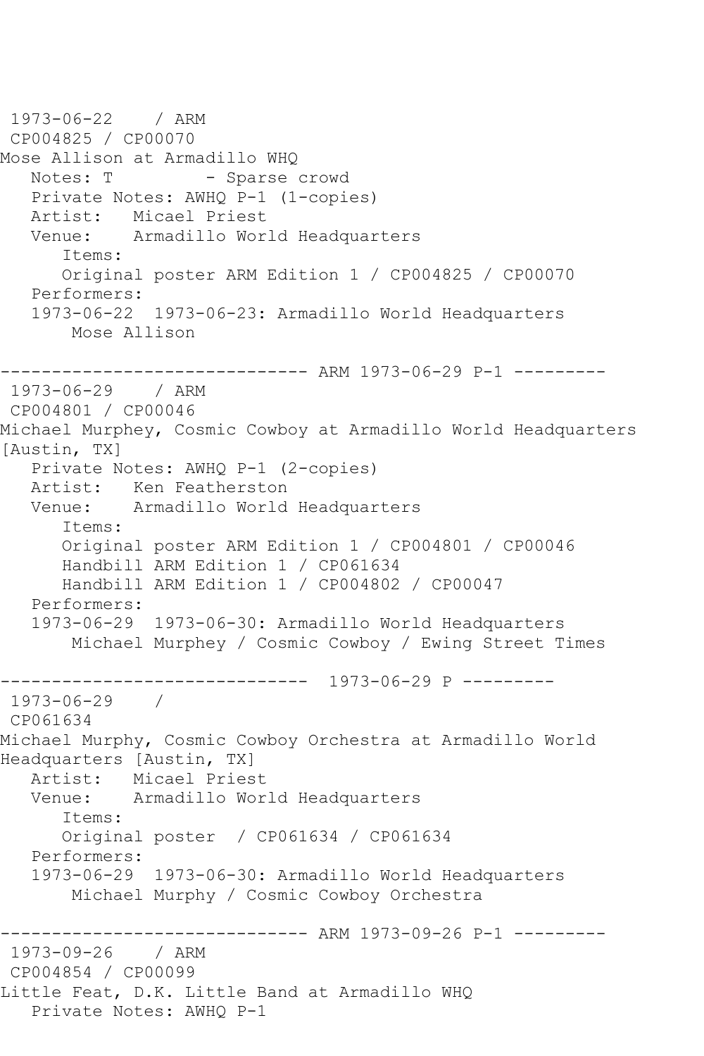```
 1973-06-22    / ARM
 CP004825 / CP00070
Mose Allison at Armadillo WHQ
   Notes: T         - Sparse crowd
   Private Notes: AWHQ P-1 (1-copies)
   Artist:   Micael Priest
   Venue:    Armadillo World Headquarters
      Items:
      Original poster ARM Edition 1 / CP004825 / CP00070
   Performers:
   1973-06-22  1973-06-23: Armadillo World Headquarters
       Mose Allison

------------------------------ ARM 1973-06-29 P-1 ---------
 1973-06-29    / ARM
 CP004801 / CP00046
Michael Murphey, Cosmic Cowboy at Armadillo World Headquarters
[Austin, TX]
   Private Notes: AWHQ P-1 (2-copies)
   Artist:   Ken Featherston
   Venue:    Armadillo World Headquarters
      Items:
      Original poster ARM Edition 1 / CP004801 / CP00046
      Handbill ARM Edition 1 / CP061634
      Handbill ARM Edition 1 / CP004802 / CP00047
   Performers:
   1973-06-29  1973-06-30: Armadillo World Headquarters
       Michael Murphey / Cosmic Cowboy / Ewing Street Times

------------------------------  1973-06-29 P ---------
 1973-06-29    /
 CP061634
Michael Murphy, Cosmic Cowboy Orchestra at Armadillo World
Headquarters [Austin, TX]
   Artist:   Micael Priest
   Venue:    Armadillo World Headquarters
      Items:
      Original poster  / CP061634 / CP061634
   Performers:
   1973-06-29  1973-06-30: Armadillo World Headquarters
       Michael Murphy / Cosmic Cowboy Orchestra

------------------------------ ARM 1973-09-26 P-1 ---------
 1973-09-26    / ARM
 CP004854 / CP00099
Little Feat, D.K. Little Band at Armadillo WHQ
   Private Notes: AWHQ P-1
```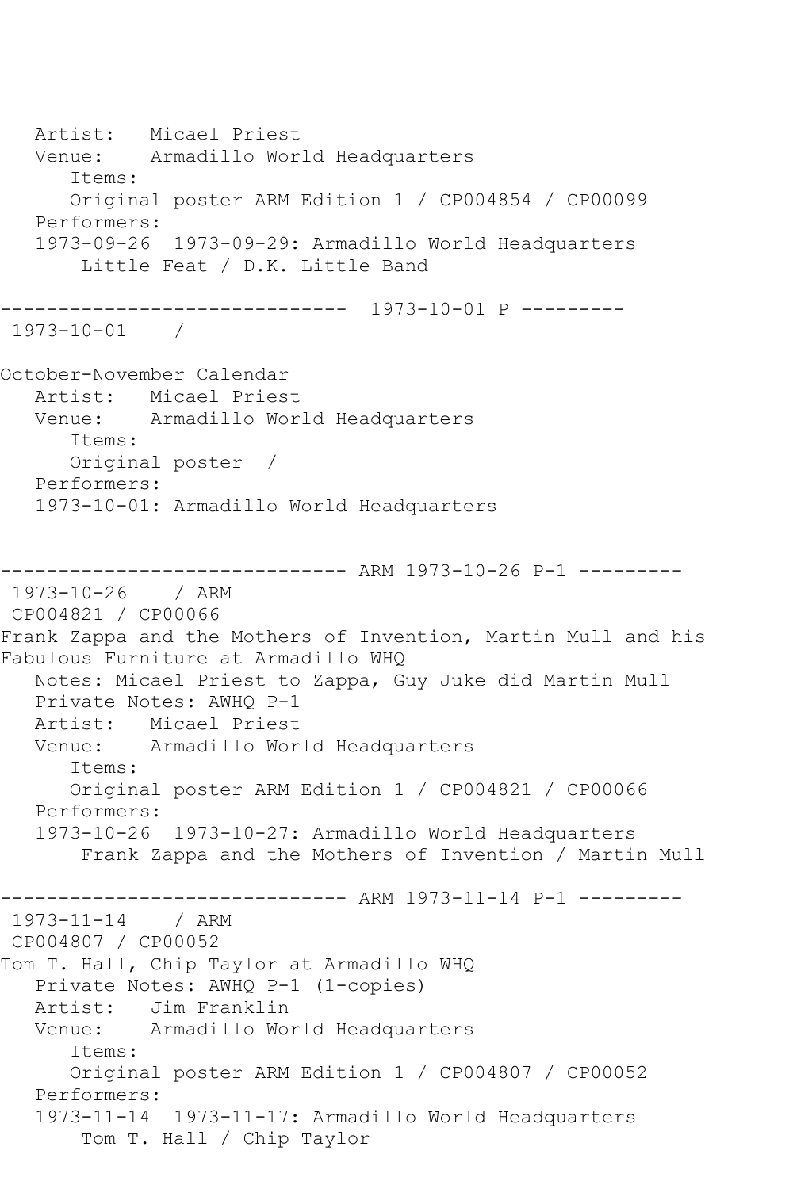```
   Artist:   Micael Priest
   Venue:    Armadillo World Headquarters
      Items:
      Original poster ARM Edition 1 / CP004854 / CP00099
   Performers:
   1973-09-26  1973-09-29: Armadillo World Headquarters
       Little Feat / D.K. Little Band

------------------------------  1973-10-01 P ---------
 1973-10-01    /

October-November Calendar
   Artist:   Micael Priest
   Venue:    Armadillo World Headquarters
      Items:
      Original poster  /
   Performers:
   1973-10-01: Armadillo World Headquarters


------------------------------ ARM 1973-10-26 P-1 ---------
 1973-10-26    / ARM
 CP004821 / CP00066
Frank Zappa and the Mothers of Invention, Martin Mull and his
Fabulous Furniture at Armadillo WHQ
   Notes: Micael Priest to Zappa, Guy Juke did Martin Mull
   Private Notes: AWHQ P-1
   Artist:   Micael Priest
   Venue:    Armadillo World Headquarters
      Items:
      Original poster ARM Edition 1 / CP004821 / CP00066
   Performers:
   1973-10-26  1973-10-27: Armadillo World Headquarters
       Frank Zappa and the Mothers of Invention / Martin Mull

------------------------------ ARM 1973-11-14 P-1 ---------
 1973-11-14    / ARM
 CP004807 / CP00052
Tom T. Hall, Chip Taylor at Armadillo WHQ
   Private Notes: AWHQ P-1 (1-copies)
   Artist:   Jim Franklin
   Venue:    Armadillo World Headquarters
      Items:
      Original poster ARM Edition 1 / CP004807 / CP00052
   Performers:
   1973-11-14  1973-11-17: Armadillo World Headquarters
       Tom T. Hall / Chip Taylor
```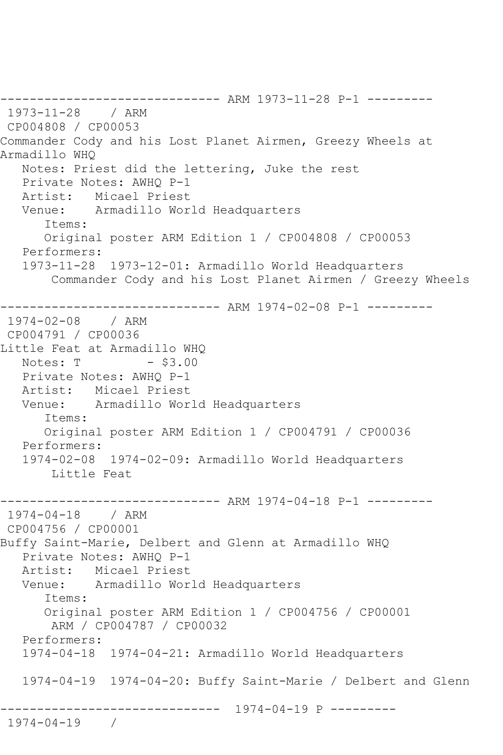------------------------------ ARM 1973-11-28 P-1 ---------
 1973-11-28    / ARM
 CP004808 / CP00053
Commander Cody and his Lost Planet Airmen, Greezy Wheels at Armadillo WHQ
   Notes: Priest did the lettering, Juke the rest
   Private Notes: AWHQ P-1
   Artist:   Micael Priest
   Venue:    Armadillo World Headquarters
      Items:
      Original poster ARM Edition 1 / CP004808 / CP00053
   Performers:
   1973-11-28  1973-12-01: Armadillo World Headquarters
       Commander Cody and his Lost Planet Airmen / Greezy Wheels

------------------------------ ARM 1974-02-08 P-1 ---------
 1974-02-08    / ARM
 CP004791 / CP00036
Little Feat at Armadillo WHQ
   Notes: T          - $3.00
   Private Notes: AWHQ P-1
   Artist:   Micael Priest
   Venue:    Armadillo World Headquarters
      Items:
      Original poster ARM Edition 1 / CP004791 / CP00036
   Performers:
   1974-02-08  1974-02-09: Armadillo World Headquarters
       Little Feat

------------------------------ ARM 1974-04-18 P-1 ---------
 1974-04-18    / ARM
 CP004756 / CP00001
Buffy Saint-Marie, Delbert and Glenn at Armadillo WHQ
   Private Notes: AWHQ P-1
   Artist:   Micael Priest
   Venue:    Armadillo World Headquarters
      Items:
      Original poster ARM Edition 1 / CP004756 / CP00001
       ARM / CP004787 / CP00032
   Performers:
   1974-04-18  1974-04-21: Armadillo World Headquarters

   1974-04-19  1974-04-20: Buffy Saint-Marie / Delbert and Glenn

------------------------------  1974-04-19 P ---------
 1974-04-19    /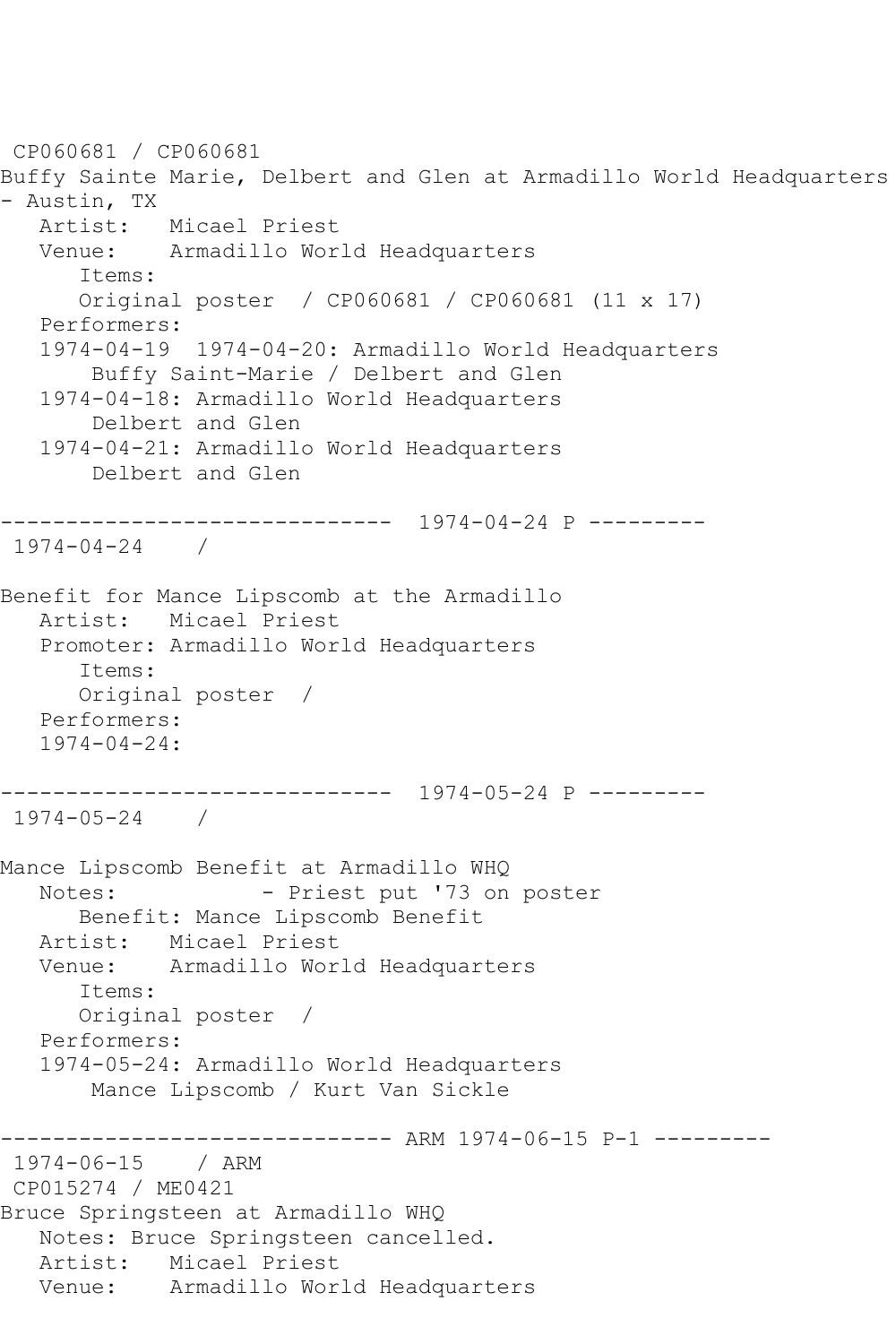CP060681 / CP060681
Buffy Sainte Marie, Delbert and Glen at Armadillo World Headquarters - Austin, TX
   Artist:   Micael Priest
   Venue:    Armadillo World Headquarters
      Items:
      Original poster  / CP060681 / CP060681 (11 x 17)
   Performers:
   1974-04-19  1974-04-20: Armadillo World Headquarters
       Buffy Saint-Marie / Delbert and Glen
   1974-04-18: Armadillo World Headquarters
       Delbert and Glen
   1974-04-21: Armadillo World Headquarters
       Delbert and Glen

------------------------------  1974-04-24 P ---------
 1974-04-24    /

Benefit for Mance Lipscomb at the Armadillo
   Artist:   Micael Priest
   Promoter: Armadillo World Headquarters
      Items:
      Original poster  /
   Performers:
   1974-04-24:

------------------------------  1974-05-24 P ---------
 1974-05-24    /

Mance Lipscomb Benefit at Armadillo WHQ
   Notes:            - Priest put '73 on poster
      Benefit: Mance Lipscomb Benefit
   Artist:   Micael Priest
   Venue:    Armadillo World Headquarters
      Items:
      Original poster  /
   Performers:
   1974-05-24: Armadillo World Headquarters
       Mance Lipscomb / Kurt Van Sickle

------------------------------ ARM 1974-06-15 P-1 ---------
 1974-06-15    / ARM
 CP015274 / ME0421
Bruce Springsteen at Armadillo WHQ
   Notes: Bruce Springsteen cancelled.
   Artist:   Micael Priest
   Venue:    Armadillo World Headquarters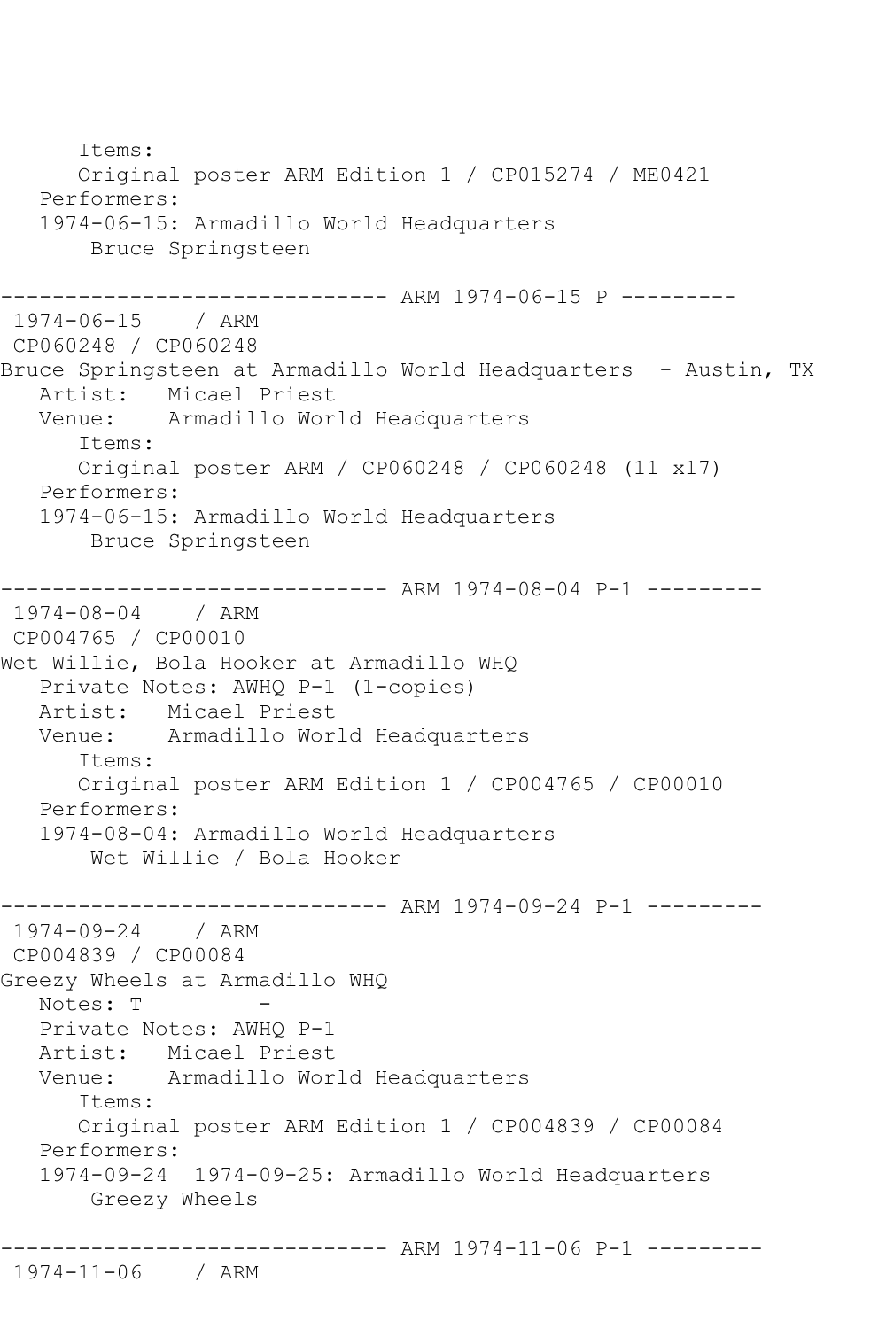Items:
      Original poster ARM Edition 1 / CP015274 / ME0421
   Performers:
   1974-06-15: Armadillo World Headquarters
       Bruce Springsteen

------------------------------ ARM 1974-06-15 P ---------
 1974-06-15    / ARM
 CP060248 / CP060248
Bruce Springsteen at Armadillo World Headquarters  - Austin, TX
   Artist:   Micael Priest
   Venue:    Armadillo World Headquarters
      Items:
      Original poster ARM / CP060248 / CP060248 (11 x17)
   Performers:
   1974-06-15: Armadillo World Headquarters
       Bruce Springsteen

------------------------------ ARM 1974-08-04 P-1 ---------
 1974-08-04    / ARM
 CP004765 / CP00010
Wet Willie, Bola Hooker at Armadillo WHQ
   Private Notes: AWHQ P-1 (1-copies)
   Artist:   Micael Priest
   Venue:    Armadillo World Headquarters
      Items:
      Original poster ARM Edition 1 / CP004765 / CP00010
   Performers:
   1974-08-04: Armadillo World Headquarters
       Wet Willie / Bola Hooker

------------------------------ ARM 1974-09-24 P-1 ---------
 1974-09-24    / ARM
 CP004839 / CP00084
Greezy Wheels at Armadillo WHQ
   Notes: T         -
   Private Notes: AWHQ P-1
   Artist:   Micael Priest
   Venue:    Armadillo World Headquarters
      Items:
      Original poster ARM Edition 1 / CP004839 / CP00084
   Performers:
   1974-09-24  1974-09-25: Armadillo World Headquarters
       Greezy Wheels

------------------------------ ARM 1974-11-06 P-1 ---------
 1974-11-06    / ARM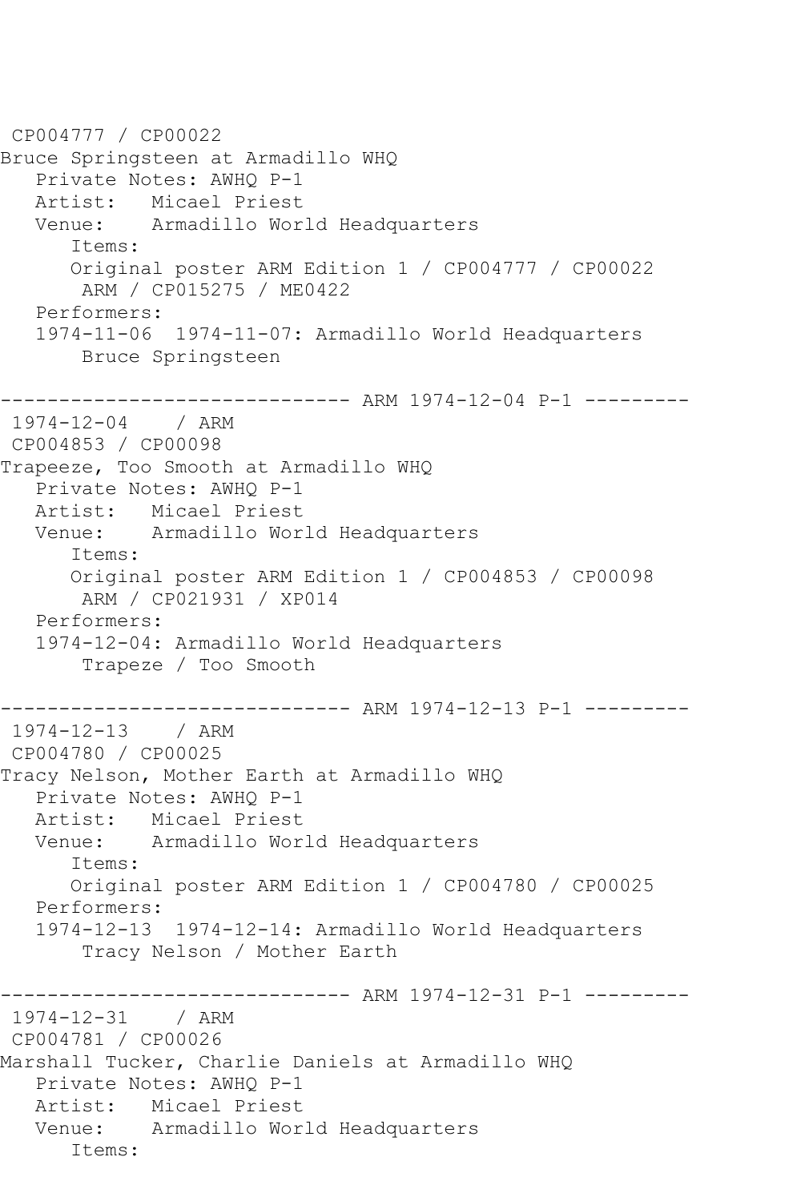CP004777 / CP00022
Bruce Springsteen at Armadillo WHQ
   Private Notes: AWHQ P-1
   Artist:   Micael Priest
   Venue:    Armadillo World Headquarters
      Items:
      Original poster ARM Edition 1 / CP004777 / CP00022
       ARM / CP015275 / ME0422
   Performers:
   1974-11-06  1974-11-07: Armadillo World Headquarters
       Bruce Springsteen

------------------------------ ARM 1974-12-04 P-1 ---------
1974-12-04    / ARM
CP004853 / CP00098
Trapeeze, Too Smooth at Armadillo WHQ
   Private Notes: AWHQ P-1
   Artist:   Micael Priest
   Venue:    Armadillo World Headquarters
      Items:
      Original poster ARM Edition 1 / CP004853 / CP00098
       ARM / CP021931 / XP014
   Performers:
   1974-12-04: Armadillo World Headquarters
       Trapeze / Too Smooth

------------------------------ ARM 1974-12-13 P-1 ---------
1974-12-13    / ARM
CP004780 / CP00025
Tracy Nelson, Mother Earth at Armadillo WHQ
   Private Notes: AWHQ P-1
   Artist:   Micael Priest
   Venue:    Armadillo World Headquarters
      Items:
      Original poster ARM Edition 1 / CP004780 / CP00025
   Performers:
   1974-12-13  1974-12-14: Armadillo World Headquarters
       Tracy Nelson / Mother Earth

------------------------------ ARM 1974-12-31 P-1 ---------
1974-12-31    / ARM
CP004781 / CP00026
Marshall Tucker, Charlie Daniels at Armadillo WHQ
   Private Notes: AWHQ P-1
   Artist:   Micael Priest
   Venue:    Armadillo World Headquarters
      Items: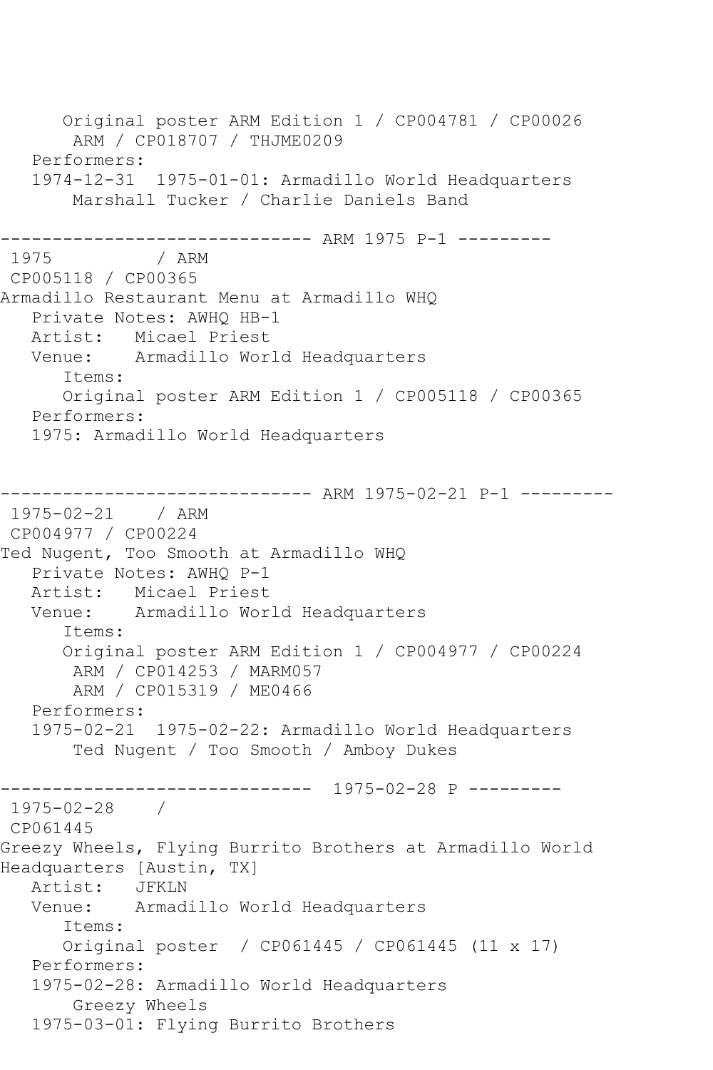```
      Original poster ARM Edition 1 / CP004781 / CP00026
       ARM / CP018707 / THJME0209
   Performers:
   1974-12-31  1975-01-01: Armadillo World Headquarters
       Marshall Tucker / Charlie Daniels Band

------------------------------ ARM 1975 P-1 ---------
 1975          / ARM
 CP005118 / CP00365
Armadillo Restaurant Menu at Armadillo WHQ
   Private Notes: AWHQ HB-1
   Artist:   Micael Priest
   Venue:    Armadillo World Headquarters
      Items:
      Original poster ARM Edition 1 / CP005118 / CP00365
   Performers:
   1975: Armadillo World Headquarters


------------------------------ ARM 1975-02-21 P-1 ---------
 1975-02-21    / ARM
 CP004977 / CP00224
Ted Nugent, Too Smooth at Armadillo WHQ
   Private Notes: AWHQ P-1
   Artist:   Micael Priest
   Venue:    Armadillo World Headquarters
      Items:
      Original poster ARM Edition 1 / CP004977 / CP00224
       ARM / CP014253 / MARM057
       ARM / CP015319 / ME0466
   Performers:
   1975-02-21  1975-02-22: Armadillo World Headquarters
       Ted Nugent / Too Smooth / Amboy Dukes

------------------------------  1975-02-28 P ---------
 1975-02-28    /
 CP061445
Greezy Wheels, Flying Burrito Brothers at Armadillo World
Headquarters [Austin, TX]
   Artist:   JFKLN
   Venue:    Armadillo World Headquarters
      Items:
      Original poster  / CP061445 / CP061445 (11 x 17)
   Performers:
   1975-02-28: Armadillo World Headquarters
       Greezy Wheels
   1975-03-01: Flying Burrito Brothers
```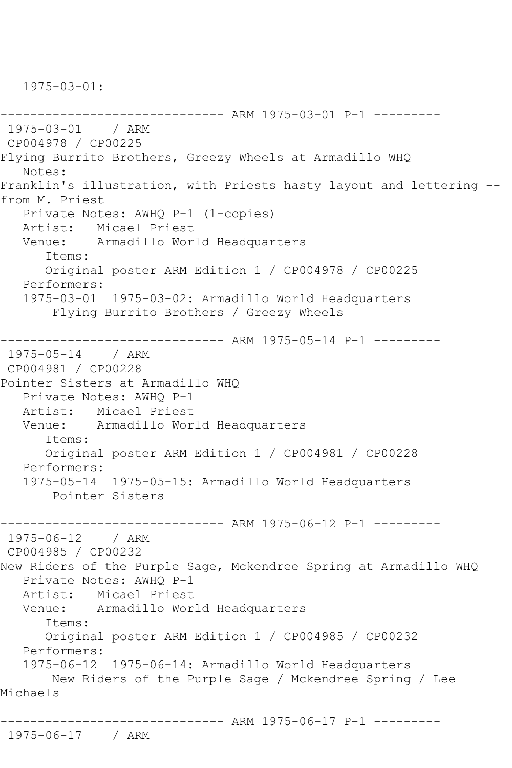1975-03-01:

------------------------------ ARM 1975-03-01 P-1 ---------

1975-03-01 / ARM

CP004978 / CP00225

Flying Burrito Brothers, Greezy Wheels at Armadillo WHQ

Notes:

Franklin's illustration, with Priests hasty layout and lettering -- from M. Priest

Private Notes: AWHQ P-1 (1-copies)

Artist: Micael Priest

Venue: Armadillo World Headquarters

Items:

Original poster ARM Edition 1 / CP004978 / CP00225

Performers:

1975-03-01 1975-03-02: Armadillo World Headquarters

Flying Burrito Brothers / Greezy Wheels

------------------------------ ARM 1975-05-14 P-1 ---------

1975-05-14 / ARM

CP004981 / CP00228

Pointer Sisters at Armadillo WHQ

Private Notes: AWHQ P-1

Artist: Micael Priest

Venue: Armadillo World Headquarters

Items:

Original poster ARM Edition 1 / CP004981 / CP00228

Performers:

1975-05-14 1975-05-15: Armadillo World Headquarters

Pointer Sisters

------------------------------ ARM 1975-06-12 P-1 ---------

1975-06-12 / ARM

CP004985 / CP00232

New Riders of the Purple Sage, Mckendree Spring at Armadillo WHQ

Private Notes: AWHQ P-1

Artist: Micael Priest

Venue: Armadillo World Headquarters

Items:

Original poster ARM Edition 1 / CP004985 / CP00232

Performers:

1975-06-12 1975-06-14: Armadillo World Headquarters

New Riders of the Purple Sage / Mckendree Spring / Lee Michaels

------------------------------ ARM 1975-06-17 P-1 ---------

1975-06-17 / ARM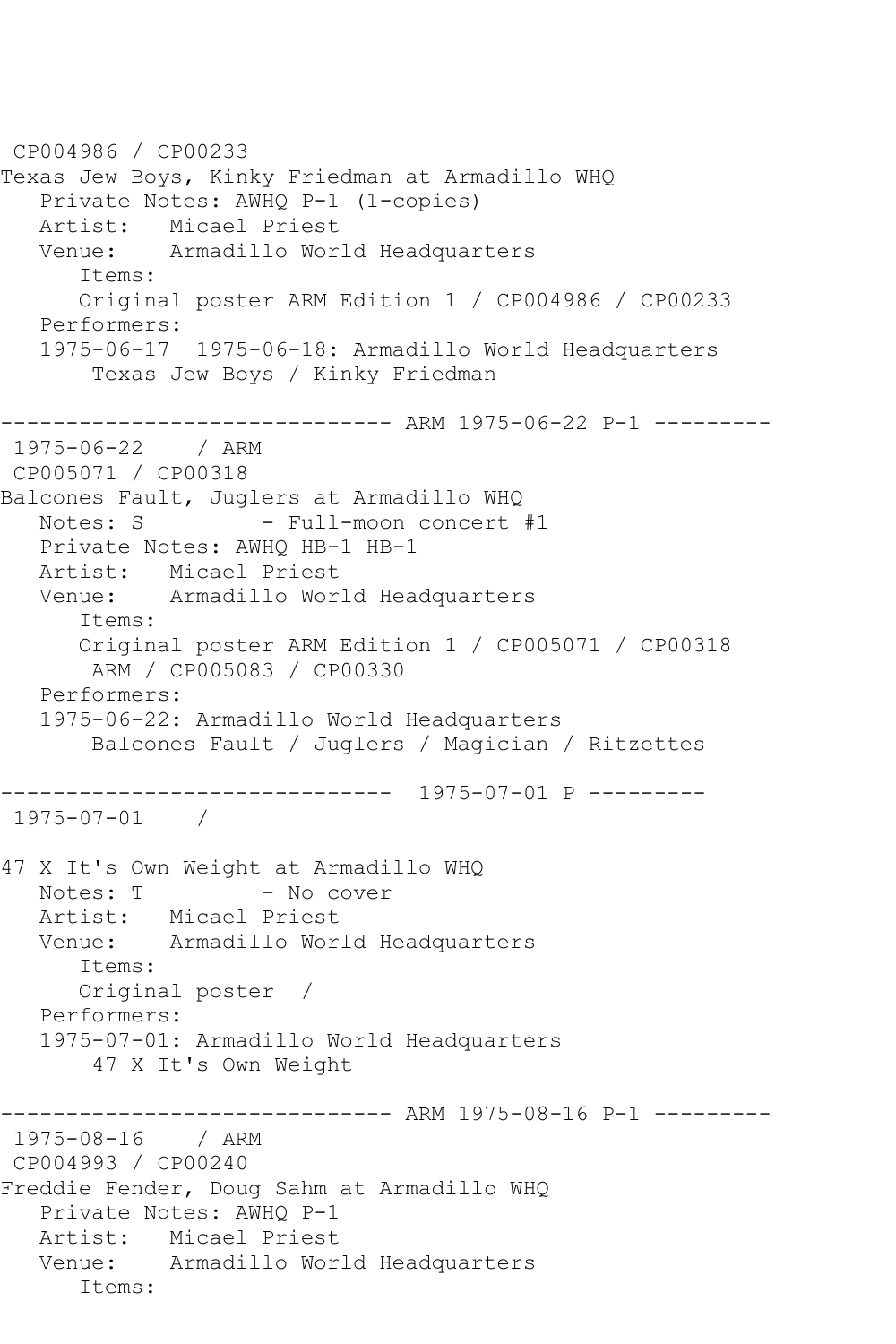```
CP004986 / CP00233
Texas Jew Boys, Kinky Friedman at Armadillo WHQ
   Private Notes: AWHQ P-1 (1-copies)
   Artist:   Micael Priest
   Venue:    Armadillo World Headquarters
      Items:
      Original poster ARM Edition 1 / CP004986 / CP00233
   Performers:
   1975-06-17  1975-06-18: Armadillo World Headquarters
       Texas Jew Boys / Kinky Friedman

------------------------------ ARM 1975-06-22 P-1 ---------
 1975-06-22    / ARM
 CP005071 / CP00318
Balcones Fault, Juglers at Armadillo WHQ
   Notes: S          - Full-moon concert #1
   Private Notes: AWHQ HB-1 HB-1
   Artist:   Micael Priest
   Venue:    Armadillo World Headquarters
      Items:
      Original poster ARM Edition 1 / CP005071 / CP00318
       ARM / CP005083 / CP00330
   Performers:
   1975-06-22: Armadillo World Headquarters
       Balcones Fault / Juglers / Magician / Ritzettes

------------------------------  1975-07-01 P ---------
 1975-07-01    /

47 X It's Own Weight at Armadillo WHQ
   Notes: T          - No cover
   Artist:   Micael Priest
   Venue:    Armadillo World Headquarters
      Items:
      Original poster  /
   Performers:
   1975-07-01: Armadillo World Headquarters
       47 X It's Own Weight

------------------------------ ARM 1975-08-16 P-1 ---------
 1975-08-16    / ARM
 CP004993 / CP00240
Freddie Fender, Doug Sahm at Armadillo WHQ
   Private Notes: AWHQ P-1
   Artist:   Micael Priest
   Venue:    Armadillo World Headquarters
      Items:
```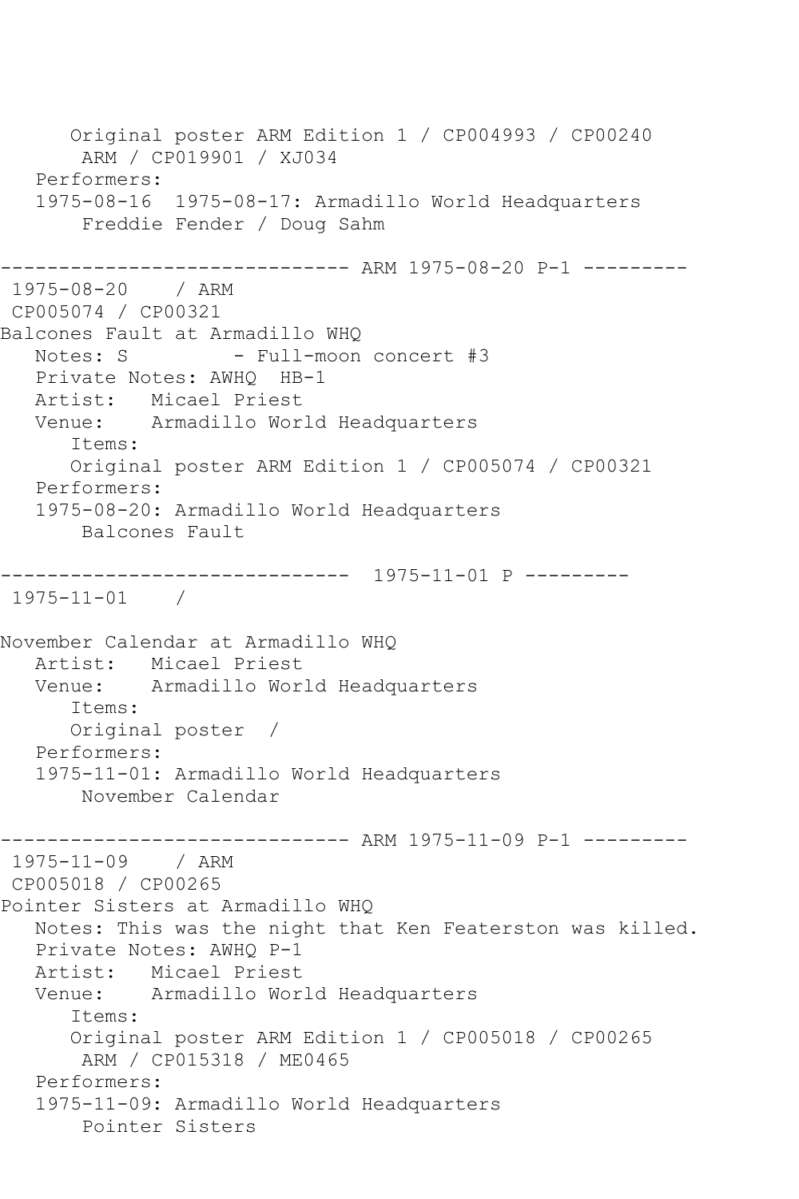```
      Original poster ARM Edition 1 / CP004993 / CP00240
       ARM / CP019901 / XJ034
   Performers:
   1975-08-16  1975-08-17: Armadillo World Headquarters
       Freddie Fender / Doug Sahm

------------------------------ ARM 1975-08-20 P-1 ---------
 1975-08-20    / ARM
 CP005074 / CP00321
Balcones Fault at Armadillo WHQ
   Notes: S         - Full-moon concert #3
   Private Notes: AWHQ  HB-1
   Artist:   Micael Priest
   Venue:    Armadillo World Headquarters
      Items:
      Original poster ARM Edition 1 / CP005074 / CP00321
   Performers:
   1975-08-20: Armadillo World Headquarters
       Balcones Fault

------------------------------  1975-11-01 P ---------
 1975-11-01    /

November Calendar at Armadillo WHQ
   Artist:   Micael Priest
   Venue:    Armadillo World Headquarters
      Items:
      Original poster  /
   Performers:
   1975-11-01: Armadillo World Headquarters
       November Calendar

------------------------------ ARM 1975-11-09 P-1 ---------
 1975-11-09    / ARM
 CP005018 / CP00265
Pointer Sisters at Armadillo WHQ
   Notes: This was the night that Ken Featerston was killed.
   Private Notes: AWHQ P-1
   Artist:   Micael Priest
   Venue:    Armadillo World Headquarters
      Items:
      Original poster ARM Edition 1 / CP005018 / CP00265
       ARM / CP015318 / ME0465
   Performers:
   1975-11-09: Armadillo World Headquarters
       Pointer Sisters
```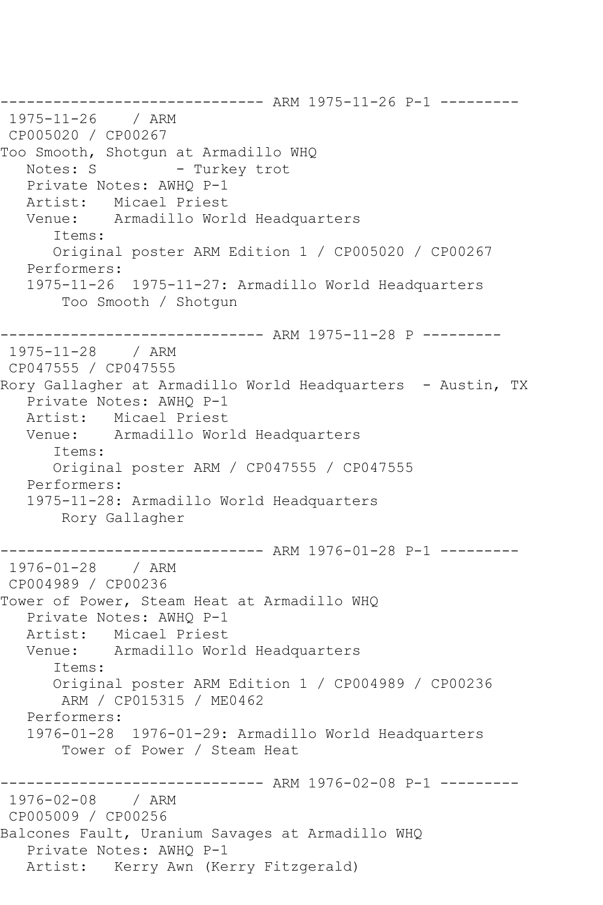```
------------------------------ ARM 1975-11-26 P-1 ---------
 1975-11-26    / ARM
 CP005020 / CP00267
Too Smooth, Shotgun at Armadillo WHQ
   Notes: S          - Turkey trot
   Private Notes: AWHQ P-1
   Artist:   Micael Priest
   Venue:    Armadillo World Headquarters
      Items:
      Original poster ARM Edition 1 / CP005020 / CP00267
   Performers:
   1975-11-26  1975-11-27: Armadillo World Headquarters
       Too Smooth / Shotgun

------------------------------ ARM 1975-11-28 P ---------
 1975-11-28    / ARM
 CP047555 / CP047555
Rory Gallagher at Armadillo World Headquarters  - Austin, TX
   Private Notes: AWHQ P-1
   Artist:   Micael Priest
   Venue:    Armadillo World Headquarters
      Items:
      Original poster ARM / CP047555 / CP047555
   Performers:
   1975-11-28: Armadillo World Headquarters
       Rory Gallagher

------------------------------ ARM 1976-01-28 P-1 ---------
 1976-01-28    / ARM
 CP004989 / CP00236
Tower of Power, Steam Heat at Armadillo WHQ
   Private Notes: AWHQ P-1
   Artist:   Micael Priest
   Venue:    Armadillo World Headquarters
      Items:
      Original poster ARM Edition 1 / CP004989 / CP00236
       ARM / CP015315 / ME0462
   Performers:
   1976-01-28  1976-01-29: Armadillo World Headquarters
       Tower of Power / Steam Heat

------------------------------ ARM 1976-02-08 P-1 ---------
 1976-02-08    / ARM
 CP005009 / CP00256
Balcones Fault, Uranium Savages at Armadillo WHQ
   Private Notes: AWHQ P-1
   Artist:   Kerry Awn (Kerry Fitzgerald)
```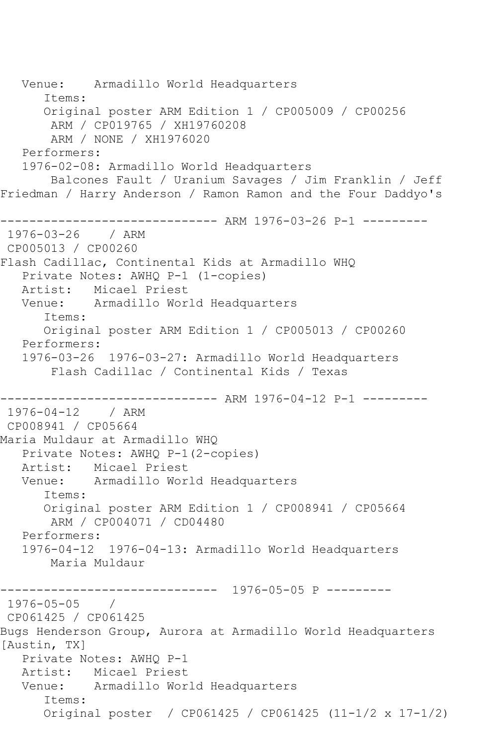Venue:    Armadillo World Headquarters
Items:
Original poster ARM Edition 1 / CP005009 / CP00256
ARM / CP019765 / XH19760208
ARM / NONE / XH1976020
Performers:
1976-02-08: Armadillo World Headquarters
Balcones Fault / Uranium Savages / Jim Franklin / Jeff Friedman / Harry Anderson / Ramon Ramon and the Four Daddyo's

------------------------------ ARM 1976-03-26 P-1 ---------

1976-03-26    / ARM
CP005013 / CP00260
Flash Cadillac, Continental Kids at Armadillo WHQ
Private Notes: AWHQ P-1 (1-copies)
Artist:   Micael Priest
Venue:    Armadillo World Headquarters
Items:
Original poster ARM Edition 1 / CP005013 / CP00260
Performers:
1976-03-26  1976-03-27: Armadillo World Headquarters
Flash Cadillac / Continental Kids / Texas

------------------------------ ARM 1976-04-12 P-1 ---------

1976-04-12    / ARM
CP008941 / CP05664
Maria Muldaur at Armadillo WHQ
Private Notes: AWHQ P-1(2-copies)
Artist:   Micael Priest
Venue:    Armadillo World Headquarters
Items:
Original poster ARM Edition 1 / CP008941 / CP05664
ARM / CP004071 / CD04480
Performers:
1976-04-12  1976-04-13: Armadillo World Headquarters
Maria Muldaur

------------------------------  1976-05-05 P ---------

1976-05-05    /
CP061425 / CP061425
Bugs Henderson Group, Aurora at Armadillo World Headquarters [Austin, TX]
Private Notes: AWHQ P-1
Artist:   Micael Priest
Venue:    Armadillo World Headquarters
Items:
Original poster  / CP061425 / CP061425 (11-1/2 x 17-1/2)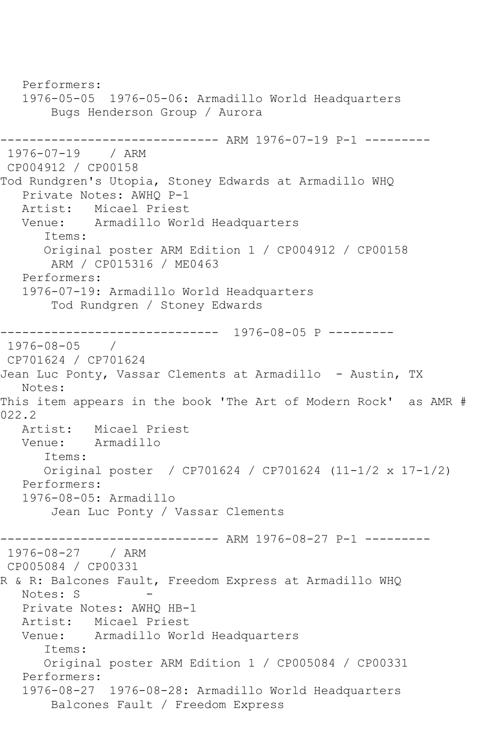Performers:
   1976-05-05  1976-05-06: Armadillo World Headquarters
       Bugs Henderson Group / Aurora

------------------------------ ARM 1976-07-19 P-1 ---------
 1976-07-19    / ARM
 CP004912 / CP00158
Tod Rundgren's Utopia, Stoney Edwards at Armadillo WHQ
   Private Notes: AWHQ P-1
   Artist:   Micael Priest
   Venue:    Armadillo World Headquarters
      Items:
      Original poster ARM Edition 1 / CP004912 / CP00158
       ARM / CP015316 / ME0463
   Performers:
   1976-07-19: Armadillo World Headquarters
       Tod Rundgren / Stoney Edwards

------------------------------  1976-08-05 P ---------
 1976-08-05    /
 CP701624 / CP701624
Jean Luc Ponty, Vassar Clements at Armadillo  - Austin, TX
   Notes:
This item appears in the book 'The Art of Modern Rock'  as AMR # 022.2
   Artist:   Micael Priest
   Venue:    Armadillo
      Items:
      Original poster  / CP701624 / CP701624 (11-1/2 x 17-1/2)
   Performers:
   1976-08-05: Armadillo
       Jean Luc Ponty / Vassar Clements

------------------------------ ARM 1976-08-27 P-1 ---------
 1976-08-27    / ARM
 CP005084 / CP00331
R & R: Balcones Fault, Freedom Express at Armadillo WHQ
   Notes: S         -
   Private Notes: AWHQ HB-1
   Artist:   Micael Priest
   Venue:    Armadillo World Headquarters
      Items:
      Original poster ARM Edition 1 / CP005084 / CP00331
   Performers:
   1976-08-27  1976-08-28: Armadillo World Headquarters
       Balcones Fault / Freedom Express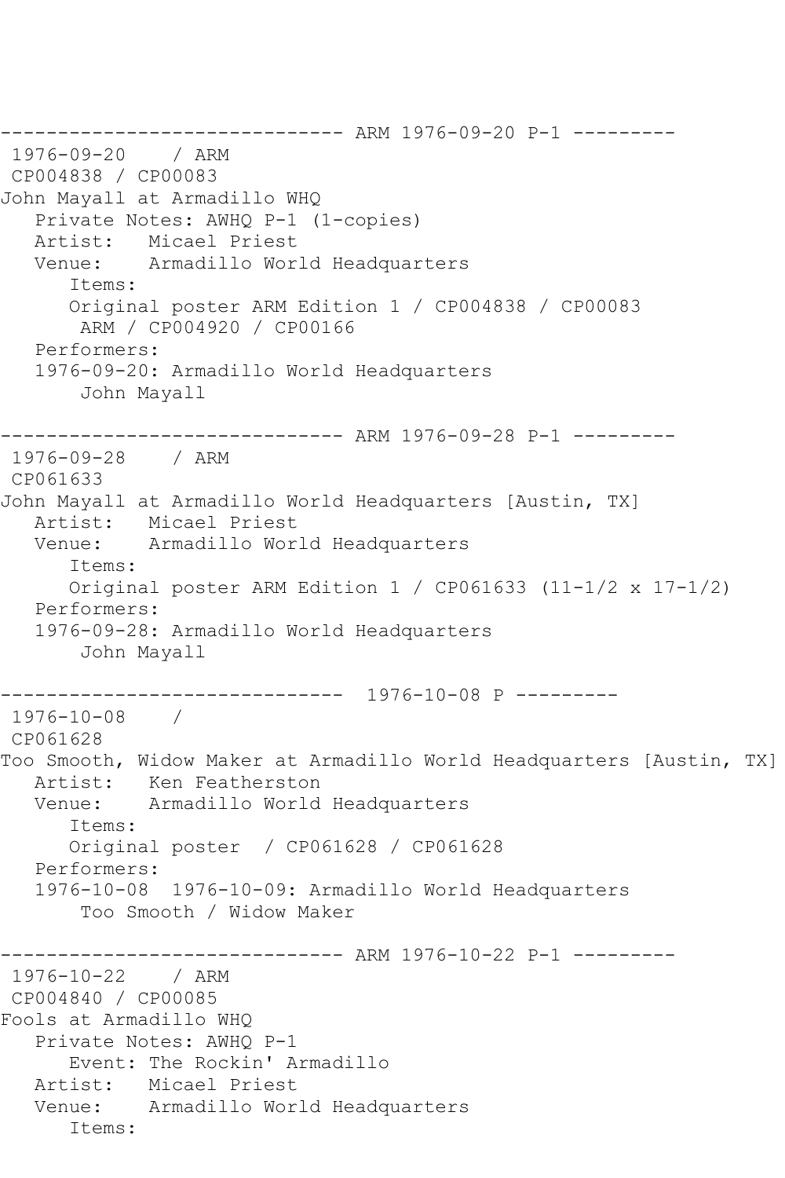------------------------------ ARM 1976-09-20 P-1 ---------
1976-09-20 / ARM
CP004838 / CP00083
John Mayall at Armadillo WHQ
Private Notes: AWHQ P-1 (1-copies)
Artist: Micael Priest
Venue: Armadillo World Headquarters
Items:
Original poster ARM Edition 1 / CP004838 / CP00083
ARM / CP004920 / CP00166
Performers:
1976-09-20: Armadillo World Headquarters
John Mayall

------------------------------ ARM 1976-09-28 P-1 ---------
1976-09-28 / ARM
CP061633
John Mayall at Armadillo World Headquarters [Austin, TX]
Artist: Micael Priest
Venue: Armadillo World Headquarters
Items:
Original poster ARM Edition 1 / CP061633 (11-1/2 x 17-1/2)
Performers:
1976-09-28: Armadillo World Headquarters
John Mayall

------------------------------ 1976-10-08 P ---------
1976-10-08 /
CP061628
Too Smooth, Widow Maker at Armadillo World Headquarters [Austin, TX]
Artist: Ken Featherston
Venue: Armadillo World Headquarters
Items:
Original poster / CP061628 / CP061628
Performers:
1976-10-08 1976-10-09: Armadillo World Headquarters
Too Smooth / Widow Maker

------------------------------ ARM 1976-10-22 P-1 ---------
1976-10-22 / ARM
CP004840 / CP00085
Fools at Armadillo WHQ
Private Notes: AWHQ P-1
Event: The Rockin' Armadillo
Artist: Micael Priest
Venue: Armadillo World Headquarters
Items: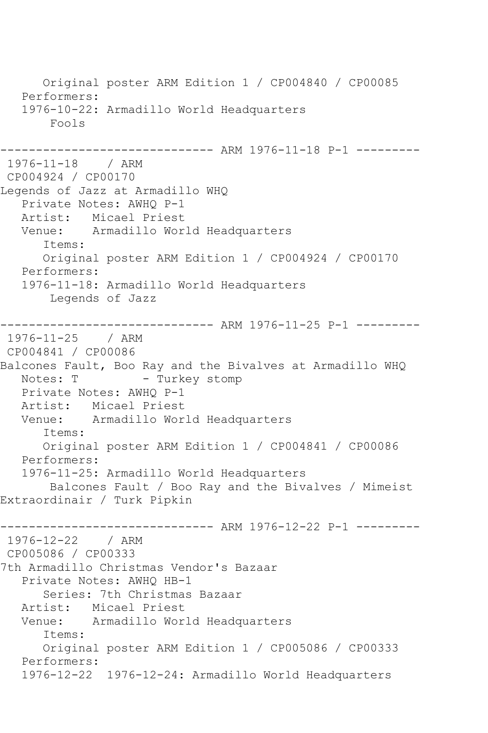```
      Original poster ARM Edition 1 / CP004840 / CP00085
   Performers:
   1976-10-22: Armadillo World Headquarters
       Fools

------------------------------ ARM 1976-11-18 P-1 ---------
 1976-11-18    / ARM
 CP004924 / CP00170
Legends of Jazz at Armadillo WHQ
   Private Notes: AWHQ P-1
   Artist:   Micael Priest
   Venue:    Armadillo World Headquarters
      Items:
      Original poster ARM Edition 1 / CP004924 / CP00170
   Performers:
   1976-11-18: Armadillo World Headquarters
       Legends of Jazz

------------------------------ ARM 1976-11-25 P-1 ---------
 1976-11-25    / ARM
 CP004841 / CP00086
Balcones Fault, Boo Ray and the Bivalves at Armadillo WHQ
   Notes: T         - Turkey stomp
   Private Notes: AWHQ P-1
   Artist:   Micael Priest
   Venue:    Armadillo World Headquarters
      Items:
      Original poster ARM Edition 1 / CP004841 / CP00086
   Performers:
   1976-11-25: Armadillo World Headquarters
       Balcones Fault / Boo Ray and the Bivalves / Mimeist
Extraordinair / Turk Pipkin

------------------------------ ARM 1976-12-22 P-1 ---------
 1976-12-22    / ARM
 CP005086 / CP00333
7th Armadillo Christmas Vendor's Bazaar
   Private Notes: AWHQ HB-1
      Series: 7th Christmas Bazaar
   Artist:   Micael Priest
   Venue:    Armadillo World Headquarters
      Items:
      Original poster ARM Edition 1 / CP005086 / CP00333
   Performers:
   1976-12-22  1976-12-24: Armadillo World Headquarters
```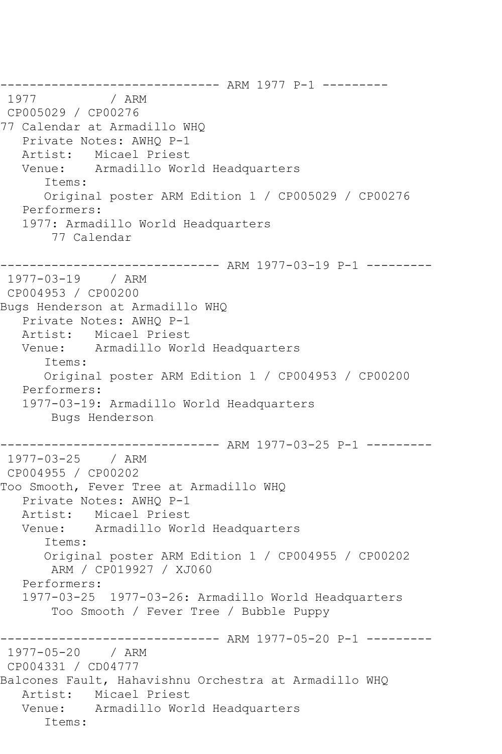------------------------------ ARM 1977 P-1 ---------
 1977          / ARM
 CP005029 / CP00276
77 Calendar at Armadillo WHQ
   Private Notes: AWHQ P-1
   Artist:   Micael Priest
   Venue:    Armadillo World Headquarters
      Items:
      Original poster ARM Edition 1 / CP005029 / CP00276
   Performers:
   1977: Armadillo World Headquarters
       77 Calendar

------------------------------ ARM 1977-03-19 P-1 ---------
 1977-03-19    / ARM
 CP004953 / CP00200
Bugs Henderson at Armadillo WHQ
   Private Notes: AWHQ P-1
   Artist:   Micael Priest
   Venue:    Armadillo World Headquarters
      Items:
      Original poster ARM Edition 1 / CP004953 / CP00200
   Performers:
   1977-03-19: Armadillo World Headquarters
       Bugs Henderson

------------------------------ ARM 1977-03-25 P-1 ---------
 1977-03-25    / ARM
 CP004955 / CP00202
Too Smooth, Fever Tree at Armadillo WHQ
   Private Notes: AWHQ P-1
   Artist:   Micael Priest
   Venue:    Armadillo World Headquarters
      Items:
      Original poster ARM Edition 1 / CP004955 / CP00202
       ARM / CP019927 / XJ060
   Performers:
   1977-03-25  1977-03-26: Armadillo World Headquarters
       Too Smooth / Fever Tree / Bubble Puppy

------------------------------ ARM 1977-05-20 P-1 ---------
 1977-05-20    / ARM
 CP004331 / CD04777
Balcones Fault, Hahavishnu Orchestra at Armadillo WHQ
   Artist:   Micael Priest
   Venue:    Armadillo World Headquarters
      Items: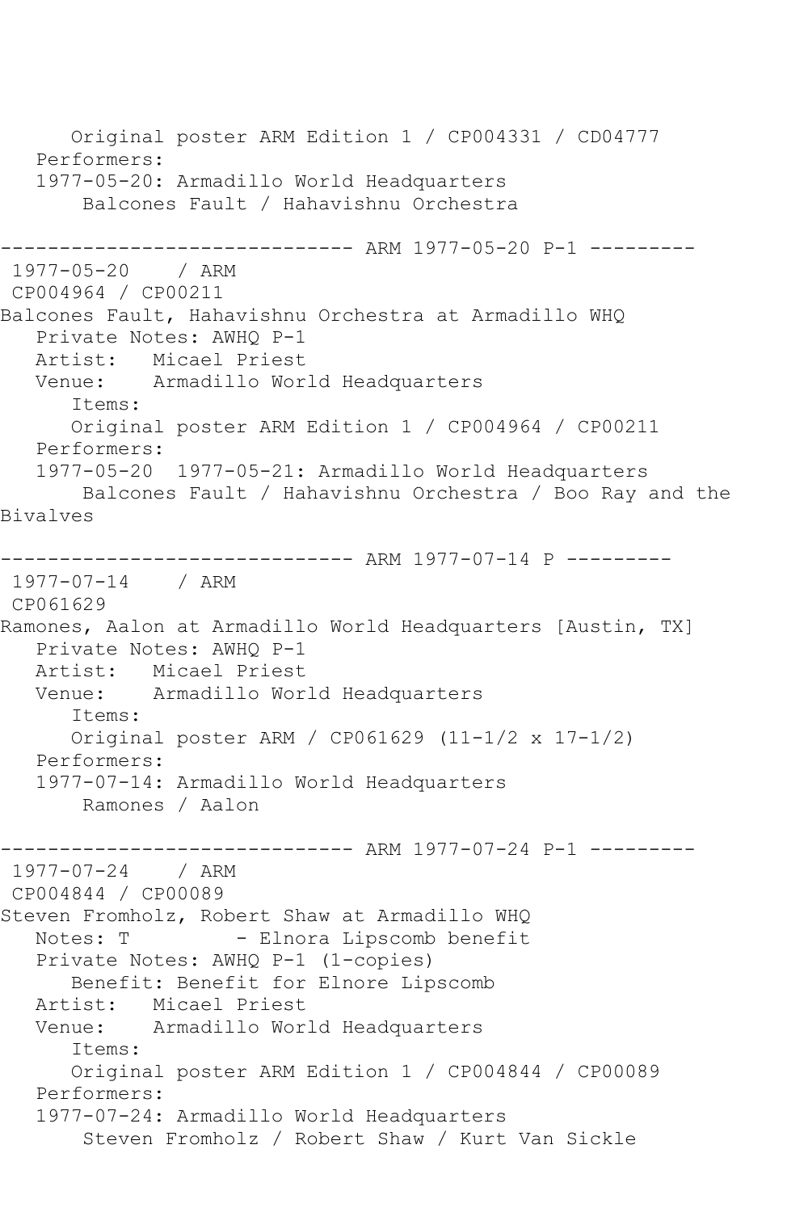Original poster ARM Edition 1 / CP004331 / CD04777
Performers:
1977-05-20: Armadillo World Headquarters
Balcones Fault / Hahavishnu Orchestra

------------------------------ ARM 1977-05-20 P-1 ---------

1977-05-20 / ARM
CP004964 / CP00211
Balcones Fault, Hahavishnu Orchestra at Armadillo WHQ
Private Notes: AWHQ P-1
Artist: Micael Priest
Venue: Armadillo World Headquarters
Items:
Original poster ARM Edition 1 / CP004964 / CP00211
Performers:
1977-05-20 1977-05-21: Armadillo World Headquarters
Balcones Fault / Hahavishnu Orchestra / Boo Ray and the Bivalves

------------------------------ ARM 1977-07-14 P ---------

1977-07-14 / ARM
CP061629
Ramones, Aalon at Armadillo World Headquarters [Austin, TX]
Private Notes: AWHQ P-1
Artist: Micael Priest
Venue: Armadillo World Headquarters
Items:
Original poster ARM / CP061629 (11-1/2 x 17-1/2)
Performers:
1977-07-14: Armadillo World Headquarters
Ramones / Aalon

------------------------------ ARM 1977-07-24 P-1 ---------

1977-07-24 / ARM
CP004844 / CP00089
Steven Fromholz, Robert Shaw at Armadillo WHQ
Notes: T - Elnora Lipscomb benefit
Private Notes: AWHQ P-1 (1-copies)
Benefit: Benefit for Elnore Lipscomb
Artist: Micael Priest
Venue: Armadillo World Headquarters
Items:
Original poster ARM Edition 1 / CP004844 / CP00089
Performers:
1977-07-24: Armadillo World Headquarters
Steven Fromholz / Robert Shaw / Kurt Van Sickle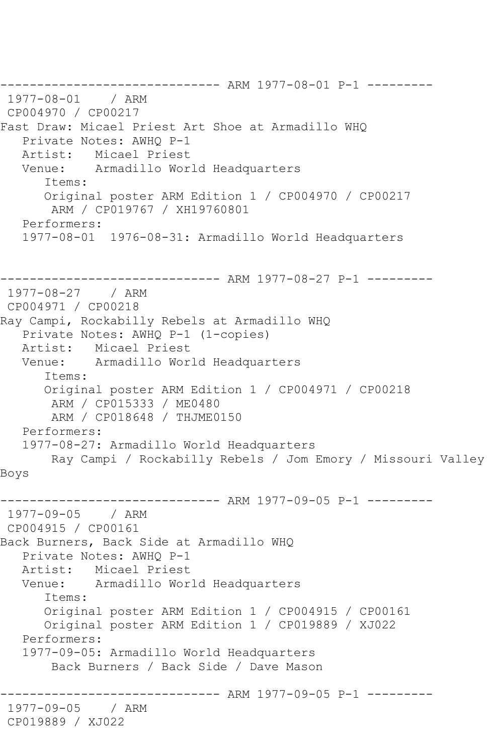------------------------------ ARM 1977-08-01 P-1 ---------
1977-08-01 / ARM
CP004970 / CP00217
Fast Draw: Micael Priest Art Shoe at Armadillo WHQ
Private Notes: AWHQ P-1
Artist: Micael Priest
Venue: Armadillo World Headquarters
Items:
Original poster ARM Edition 1 / CP004970 / CP00217
ARM / CP019767 / XH19760801
Performers:
1977-08-01 1976-08-31: Armadillo World Headquarters

------------------------------ ARM 1977-08-27 P-1 ---------
1977-08-27 / ARM
CP004971 / CP00218
Ray Campi, Rockabilly Rebels at Armadillo WHQ
Private Notes: AWHQ P-1 (1-copies)
Artist: Micael Priest
Venue: Armadillo World Headquarters
Items:
Original poster ARM Edition 1 / CP004971 / CP00218
ARM / CP015333 / ME0480
ARM / CP018648 / THJME0150
Performers:
1977-08-27: Armadillo World Headquarters
Ray Campi / Rockabilly Rebels / Jom Emory / Missouri Valley Boys

------------------------------ ARM 1977-09-05 P-1 ---------
1977-09-05 / ARM
CP004915 / CP00161
Back Burners, Back Side at Armadillo WHQ
Private Notes: AWHQ P-1
Artist: Micael Priest
Venue: Armadillo World Headquarters
Items:
Original poster ARM Edition 1 / CP004915 / CP00161
Original poster ARM Edition 1 / CP019889 / XJ022
Performers:
1977-09-05: Armadillo World Headquarters
Back Burners / Back Side / Dave Mason

------------------------------ ARM 1977-09-05 P-1 ---------
1977-09-05 / ARM
CP019889 / XJ022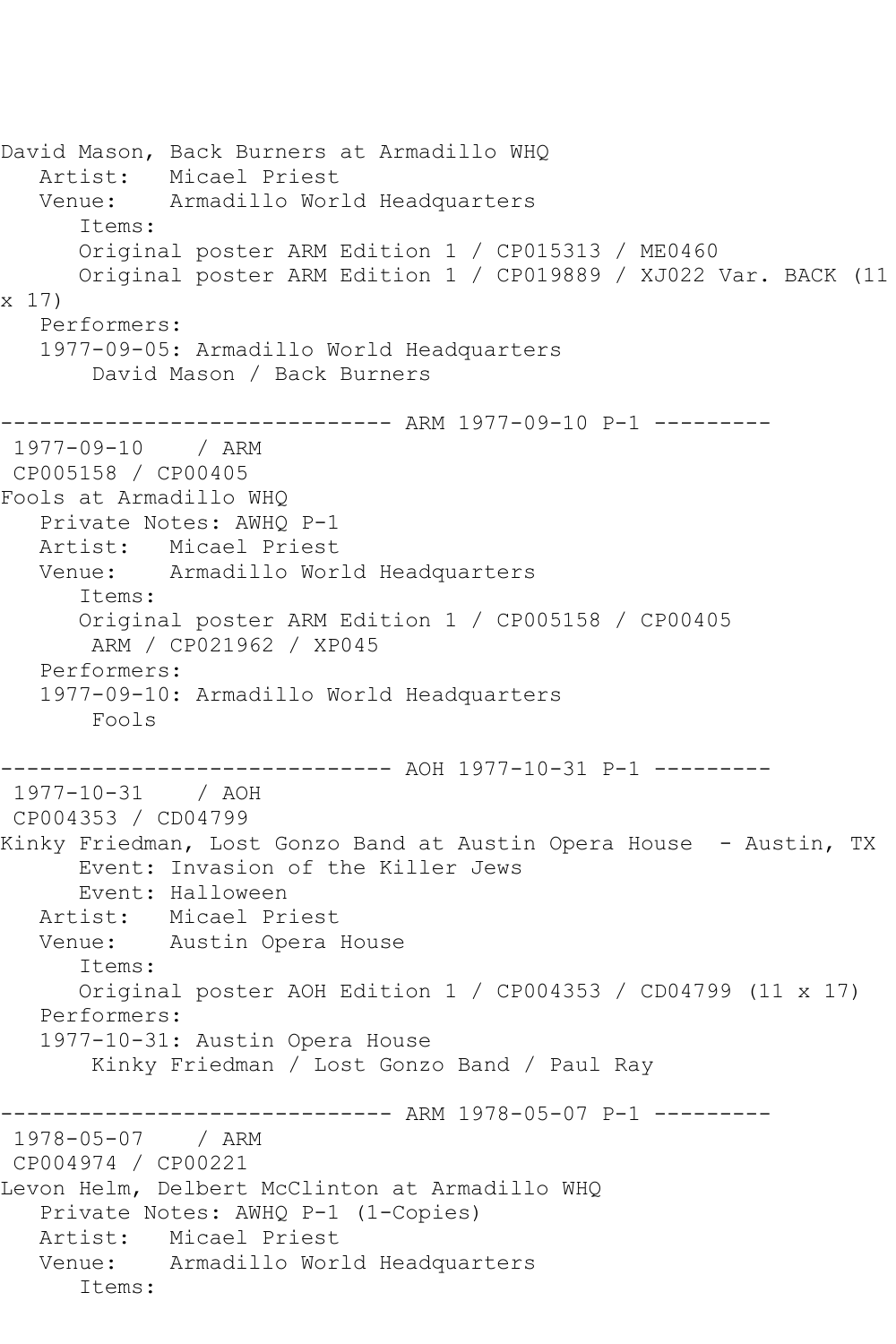David Mason, Back Burners at Armadillo WHQ
   Artist:   Micael Priest
   Venue:    Armadillo World Headquarters
      Items:
      Original poster ARM Edition 1 / CP015313 / ME0460
      Original poster ARM Edition 1 / CP019889 / XJ022 Var. BACK (11 x 17)
   Performers:
   1977-09-05: Armadillo World Headquarters
       David Mason / Back Burners

------------------------------ ARM 1977-09-10 P-1 ---------
 1977-09-10    / ARM
 CP005158 / CP00405
Fools at Armadillo WHQ
   Private Notes: AWHQ P-1
   Artist:   Micael Priest
   Venue:    Armadillo World Headquarters
      Items:
      Original poster ARM Edition 1 / CP005158 / CP00405
       ARM / CP021962 / XP045
   Performers:
   1977-09-10: Armadillo World Headquarters
       Fools

------------------------------ AOH 1977-10-31 P-1 ---------
 1977-10-31    / AOH
 CP004353 / CD04799
Kinky Friedman, Lost Gonzo Band at Austin Opera House  - Austin, TX
      Event: Invasion of the Killer Jews
      Event: Halloween
   Artist:   Micael Priest
   Venue:    Austin Opera House
      Items:
      Original poster AOH Edition 1 / CP004353 / CD04799 (11 x 17)
   Performers:
   1977-10-31: Austin Opera House
       Kinky Friedman / Lost Gonzo Band / Paul Ray

------------------------------ ARM 1978-05-07 P-1 ---------
 1978-05-07    / ARM
 CP004974 / CP00221
Levon Helm, Delbert McClinton at Armadillo WHQ
   Private Notes: AWHQ P-1 (1-Copies)
   Artist:   Micael Priest
   Venue:    Armadillo World Headquarters
      Items: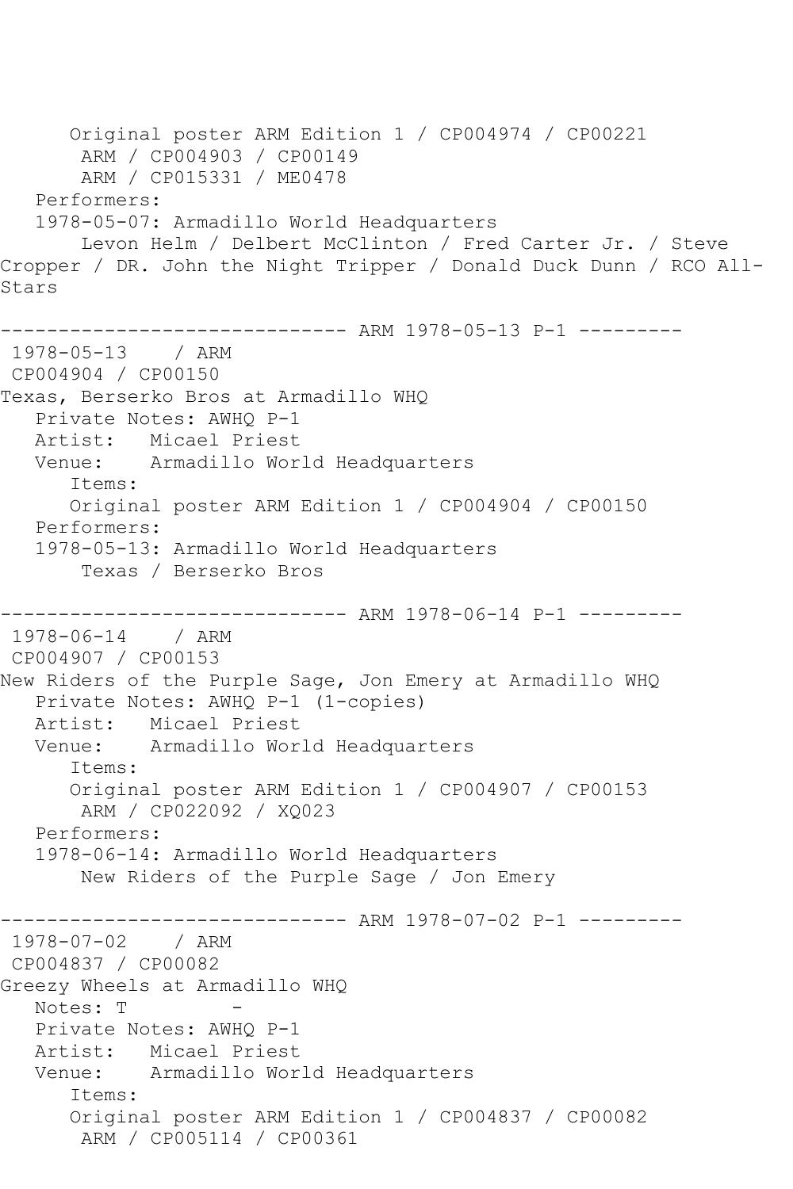```
      Original poster ARM Edition 1 / CP004974 / CP00221
       ARM / CP004903 / CP00149
       ARM / CP015331 / ME0478
   Performers:
   1978-05-07: Armadillo World Headquarters
       Levon Helm / Delbert McClinton / Fred Carter Jr. / Steve
Cropper / DR. John the Night Tripper / Donald Duck Dunn / RCO All-
Stars

------------------------------ ARM 1978-05-13 P-1 ---------
 1978-05-13    / ARM
 CP004904 / CP00150
Texas, Berserko Bros at Armadillo WHQ
   Private Notes: AWHQ P-1
   Artist:   Micael Priest
   Venue:    Armadillo World Headquarters
      Items:
      Original poster ARM Edition 1 / CP004904 / CP00150
   Performers:
   1978-05-13: Armadillo World Headquarters
       Texas / Berserko Bros

------------------------------ ARM 1978-06-14 P-1 ---------
 1978-06-14    / ARM
 CP004907 / CP00153
New Riders of the Purple Sage, Jon Emery at Armadillo WHQ
   Private Notes: AWHQ P-1 (1-copies)
   Artist:   Micael Priest
   Venue:    Armadillo World Headquarters
      Items:
      Original poster ARM Edition 1 / CP004907 / CP00153
       ARM / CP022092 / XQ023
   Performers:
   1978-06-14: Armadillo World Headquarters
       New Riders of the Purple Sage / Jon Emery

------------------------------ ARM 1978-07-02 P-1 ---------
 1978-07-02    / ARM
 CP004837 / CP00082
Greezy Wheels at Armadillo WHQ
   Notes: T         -
   Private Notes: AWHQ P-1
   Artist:   Micael Priest
   Venue:    Armadillo World Headquarters
      Items:
      Original poster ARM Edition 1 / CP004837 / CP00082
       ARM / CP005114 / CP00361
```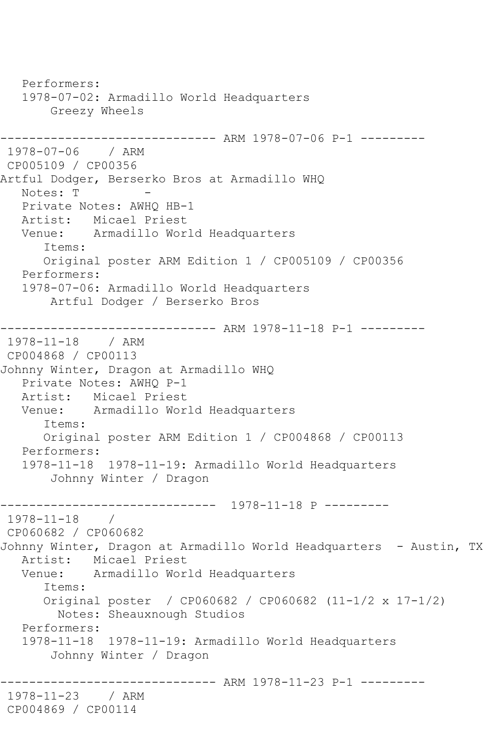```
   Performers:
   1978-07-02: Armadillo World Headquarters
       Greezy Wheels

------------------------------ ARM 1978-07-06 P-1 ---------
 1978-07-06    / ARM
 CP005109 / CP00356
Artful Dodger, Berserko Bros at Armadillo WHQ
   Notes: T         -
   Private Notes: AWHQ HB-1
   Artist:   Micael Priest
   Venue:    Armadillo World Headquarters
      Items:
      Original poster ARM Edition 1 / CP005109 / CP00356
   Performers:
   1978-07-06: Armadillo World Headquarters
       Artful Dodger / Berserko Bros

------------------------------ ARM 1978-11-18 P-1 ---------
 1978-11-18    / ARM
 CP004868 / CP00113
Johnny Winter, Dragon at Armadillo WHQ
   Private Notes: AWHQ P-1
   Artist:   Micael Priest
   Venue:    Armadillo World Headquarters
      Items:
      Original poster ARM Edition 1 / CP004868 / CP00113
   Performers:
   1978-11-18  1978-11-19: Armadillo World Headquarters
       Johnny Winter / Dragon

------------------------------  1978-11-18 P ---------
 1978-11-18    /
 CP060682 / CP060682
Johnny Winter, Dragon at Armadillo World Headquarters  - Austin, TX
   Artist:   Micael Priest
   Venue:    Armadillo World Headquarters
      Items:
      Original poster  / CP060682 / CP060682 (11-1/2 x 17-1/2)
        Notes: Sheauxnough Studios
   Performers:
   1978-11-18  1978-11-19: Armadillo World Headquarters
       Johnny Winter / Dragon

------------------------------ ARM 1978-11-23 P-1 ---------
 1978-11-23    / ARM
 CP004869 / CP00114
```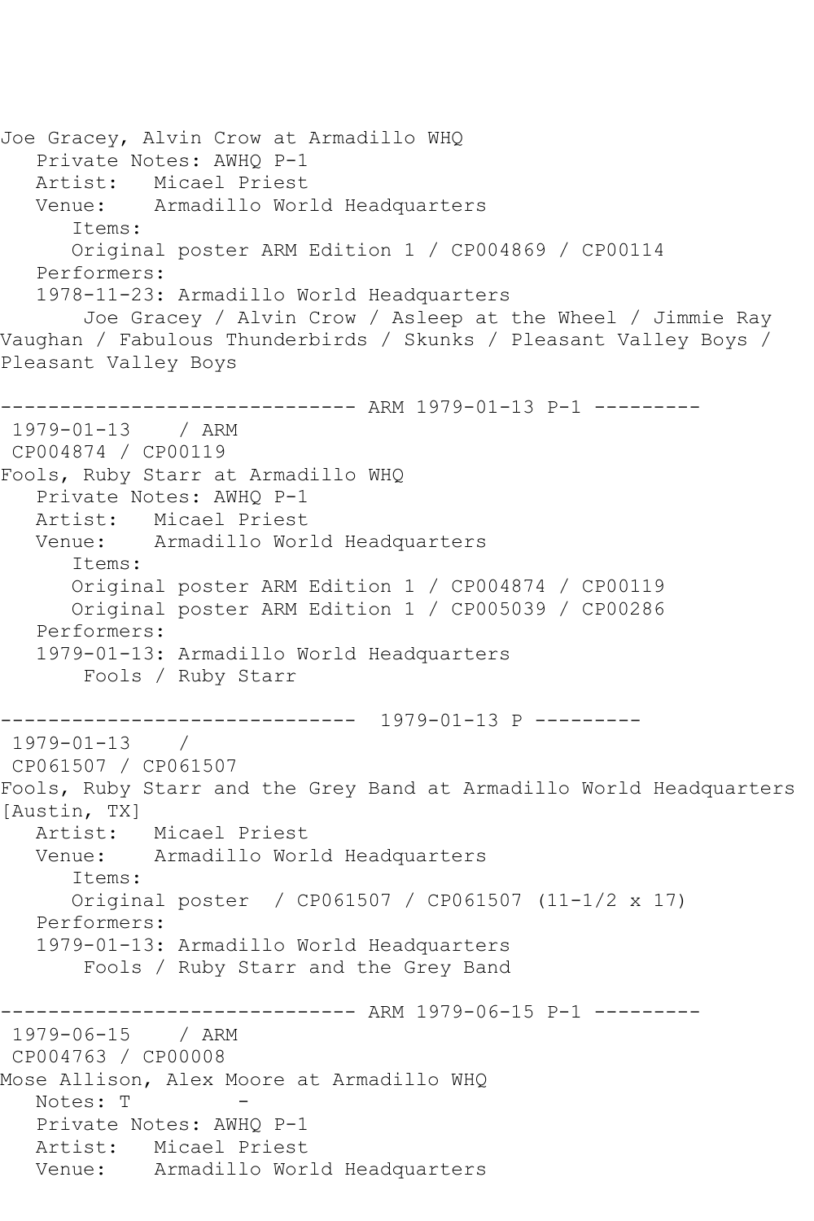Joe Gracey, Alvin Crow at Armadillo WHQ
   Private Notes: AWHQ P-1
   Artist:   Micael Priest
   Venue:    Armadillo World Headquarters
      Items:
      Original poster ARM Edition 1 / CP004869 / CP00114
   Performers:
   1978-11-23: Armadillo World Headquarters
       Joe Gracey / Alvin Crow / Asleep at the Wheel / Jimmie Ray Vaughan / Fabulous Thunderbirds / Skunks / Pleasant Valley Boys / Pleasant Valley Boys

------------------------------ ARM 1979-01-13 P-1 ---------
 1979-01-13    / ARM
 CP004874 / CP00119
Fools, Ruby Starr at Armadillo WHQ
   Private Notes: AWHQ P-1
   Artist:   Micael Priest
   Venue:    Armadillo World Headquarters
      Items:
      Original poster ARM Edition 1 / CP004874 / CP00119
      Original poster ARM Edition 1 / CP005039 / CP00286
   Performers:
   1979-01-13: Armadillo World Headquarters
       Fools / Ruby Starr

------------------------------  1979-01-13 P ---------
 1979-01-13    /
 CP061507 / CP061507
Fools, Ruby Starr and the Grey Band at Armadillo World Headquarters [Austin, TX]
   Artist:   Micael Priest
   Venue:    Armadillo World Headquarters
      Items:
      Original poster  / CP061507 / CP061507 (11-1/2 x 17)
   Performers:
   1979-01-13: Armadillo World Headquarters
       Fools / Ruby Starr and the Grey Band

------------------------------ ARM 1979-06-15 P-1 ---------
 1979-06-15    / ARM
 CP004763 / CP00008
Mose Allison, Alex Moore at Armadillo WHQ
   Notes: T         -
   Private Notes: AWHQ P-1
   Artist:   Micael Priest
   Venue:    Armadillo World Headquarters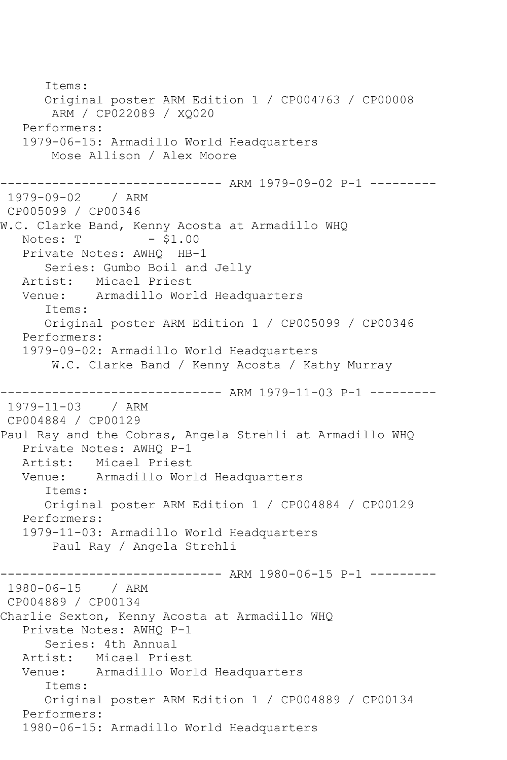```
      Items:
      Original poster ARM Edition 1 / CP004763 / CP00008
       ARM / CP022089 / XQ020
   Performers:
   1979-06-15: Armadillo World Headquarters
       Mose Allison / Alex Moore

------------------------------ ARM 1979-09-02 P-1 ---------
 1979-09-02    / ARM
 CP005099 / CP00346
W.C. Clarke Band, Kenny Acosta at Armadillo WHQ
   Notes: T          - $1.00
   Private Notes: AWHQ  HB-1
      Series: Gumbo Boil and Jelly
   Artist:   Micael Priest
   Venue:    Armadillo World Headquarters
      Items:
      Original poster ARM Edition 1 / CP005099 / CP00346
   Performers:
   1979-09-02: Armadillo World Headquarters
       W.C. Clarke Band / Kenny Acosta / Kathy Murray

------------------------------ ARM 1979-11-03 P-1 ---------
 1979-11-03    / ARM
 CP004884 / CP00129
Paul Ray and the Cobras, Angela Strehli at Armadillo WHQ
   Private Notes: AWHQ P-1
   Artist:   Micael Priest
   Venue:    Armadillo World Headquarters
      Items:
      Original poster ARM Edition 1 / CP004884 / CP00129
   Performers:
   1979-11-03: Armadillo World Headquarters
       Paul Ray / Angela Strehli

------------------------------ ARM 1980-06-15 P-1 ---------
 1980-06-15    / ARM
 CP004889 / CP00134
Charlie Sexton, Kenny Acosta at Armadillo WHQ
   Private Notes: AWHQ P-1
      Series: 4th Annual
   Artist:   Micael Priest
   Venue:    Armadillo World Headquarters
      Items:
      Original poster ARM Edition 1 / CP004889 / CP00134
   Performers:
   1980-06-15: Armadillo World Headquarters
```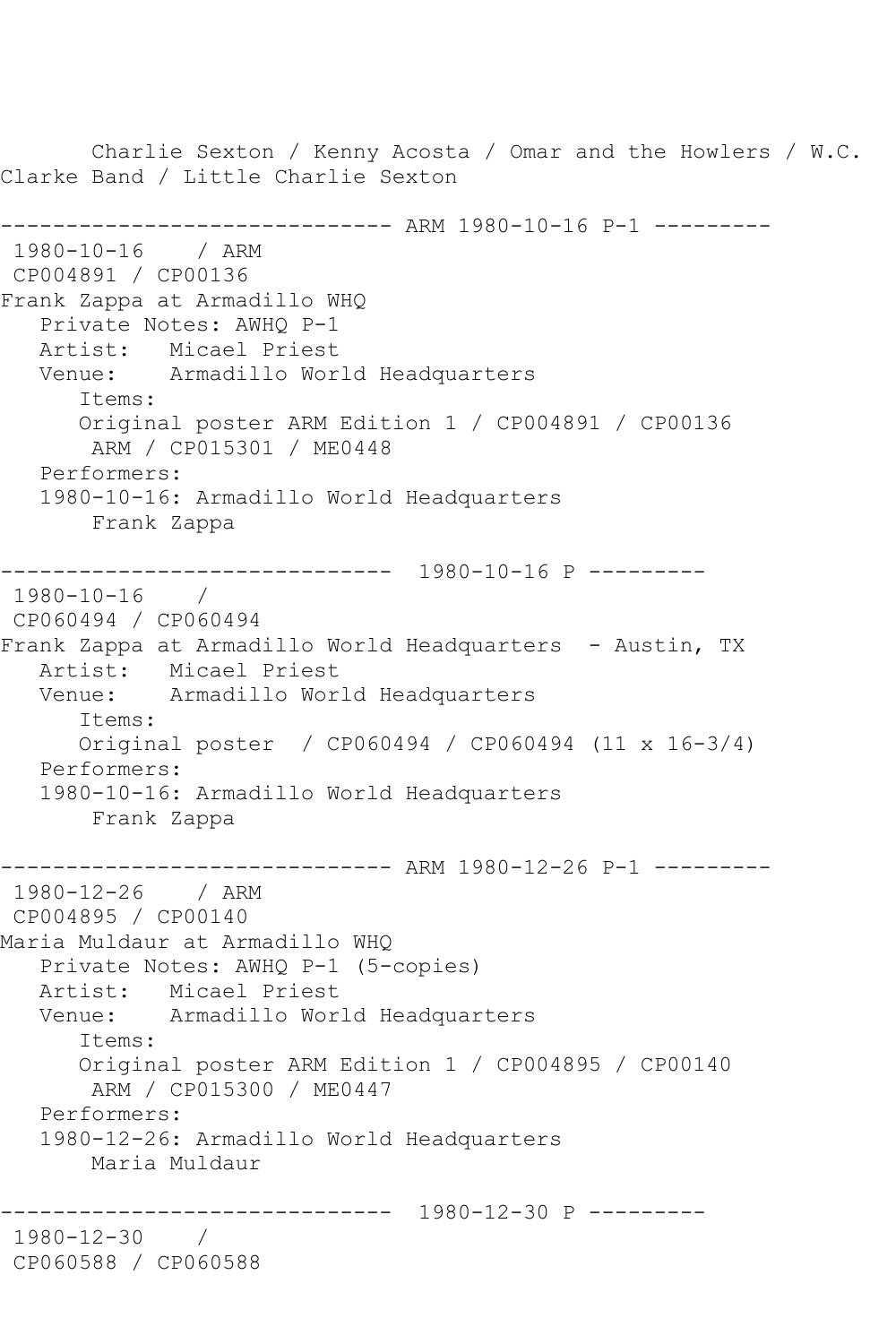Charlie Sexton / Kenny Acosta / Omar and the Howlers / W.C. Clarke Band / Little Charlie Sexton

------------------------------ ARM 1980-10-16 P-1 ---------

1980-10-16 / ARM
CP004891 / CP00136
Frank Zappa at Armadillo WHQ
Private Notes: AWHQ P-1
Artist: Micael Priest
Venue: Armadillo World Headquarters
Items:
Original poster ARM Edition 1 / CP004891 / CP00136
ARM / CP015301 / ME0448
Performers:
1980-10-16: Armadillo World Headquarters
Frank Zappa

------------------------------ 1980-10-16 P ---------

1980-10-16 /
CP060494 / CP060494
Frank Zappa at Armadillo World Headquarters - Austin, TX
Artist: Micael Priest
Venue: Armadillo World Headquarters
Items:
Original poster / CP060494 / CP060494 (11 x 16-3/4)
Performers:
1980-10-16: Armadillo World Headquarters
Frank Zappa

------------------------------ ARM 1980-12-26 P-1 ---------

1980-12-26 / ARM
CP004895 / CP00140
Maria Muldaur at Armadillo WHQ
Private Notes: AWHQ P-1 (5-copies)
Artist: Micael Priest
Venue: Armadillo World Headquarters
Items:
Original poster ARM Edition 1 / CP004895 / CP00140
ARM / CP015300 / ME0447
Performers:
1980-12-26: Armadillo World Headquarters
Maria Muldaur

------------------------------ 1980-12-30 P ---------

1980-12-30 /
CP060588 / CP060588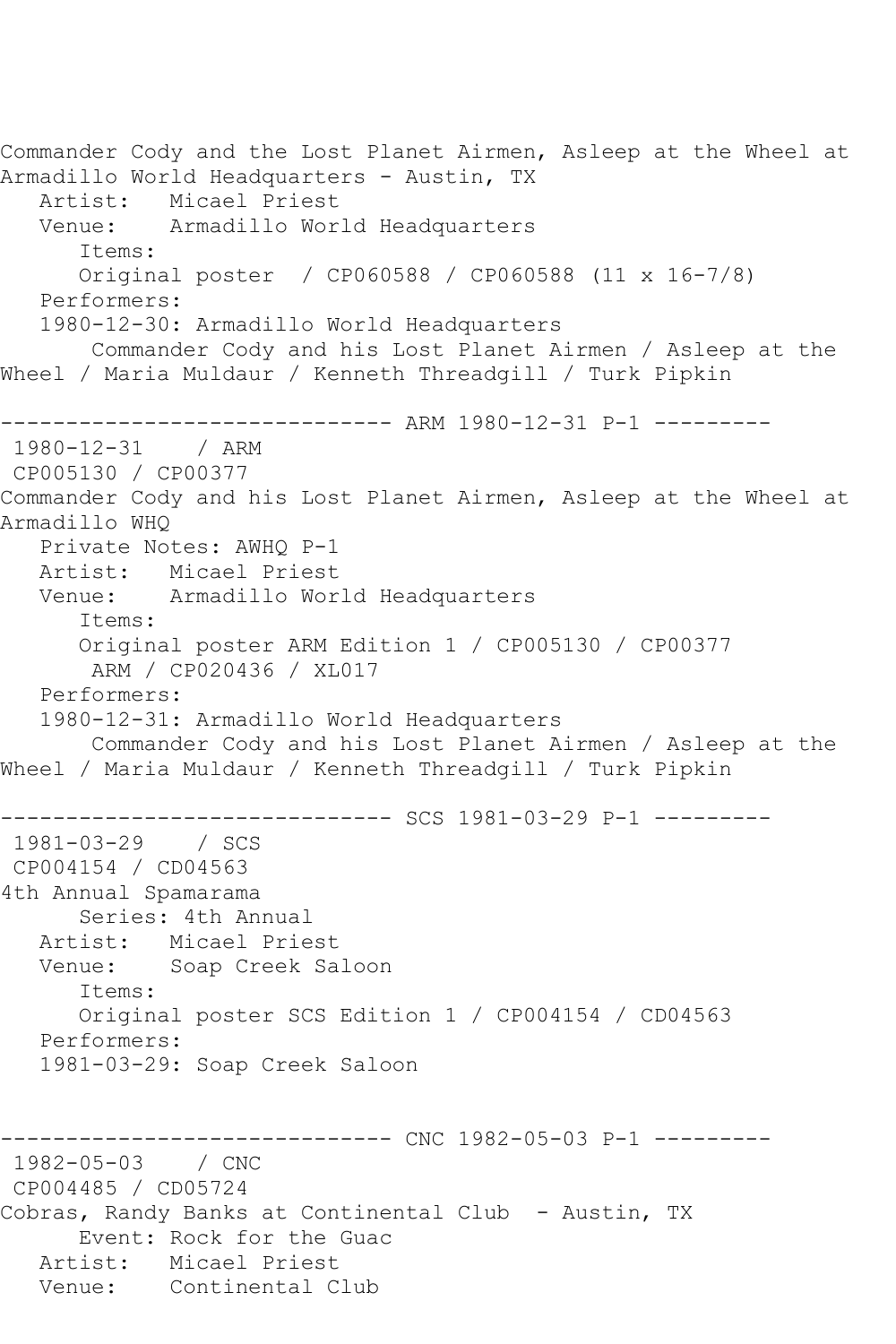Commander Cody and the Lost Planet Airmen, Asleep at the Wheel at Armadillo World Headquarters - Austin, TX
   Artist:   Micael Priest
   Venue:    Armadillo World Headquarters
      Items:
      Original poster  / CP060588 / CP060588 (11 x 16-7/8)
   Performers:
   1980-12-30: Armadillo World Headquarters
       Commander Cody and his Lost Planet Airmen / Asleep at the Wheel / Maria Muldaur / Kenneth Threadgill / Turk Pipkin

------------------------------ ARM 1980-12-31 P-1 ---------
 1980-12-31    / ARM
 CP005130 / CP00377
Commander Cody and his Lost Planet Airmen, Asleep at the Wheel at Armadillo WHQ
   Private Notes: AWHQ P-1
   Artist:   Micael Priest
   Venue:    Armadillo World Headquarters
      Items:
      Original poster ARM Edition 1 / CP005130 / CP00377
       ARM / CP020436 / XL017
   Performers:
   1980-12-31: Armadillo World Headquarters
       Commander Cody and his Lost Planet Airmen / Asleep at the Wheel / Maria Muldaur / Kenneth Threadgill / Turk Pipkin

------------------------------ SCS 1981-03-29 P-1 ---------
 1981-03-29    / SCS
 CP004154 / CD04563
4th Annual Spamarama
      Series: 4th Annual
   Artist:   Micael Priest
   Venue:    Soap Creek Saloon
      Items:
      Original poster SCS Edition 1 / CP004154 / CD04563
   Performers:
   1981-03-29: Soap Creek Saloon

------------------------------ CNC 1982-05-03 P-1 ---------
 1982-05-03    / CNC
 CP004485 / CD05724
Cobras, Randy Banks at Continental Club  - Austin, TX
      Event: Rock for the Guac
   Artist:   Micael Priest
   Venue:    Continental Club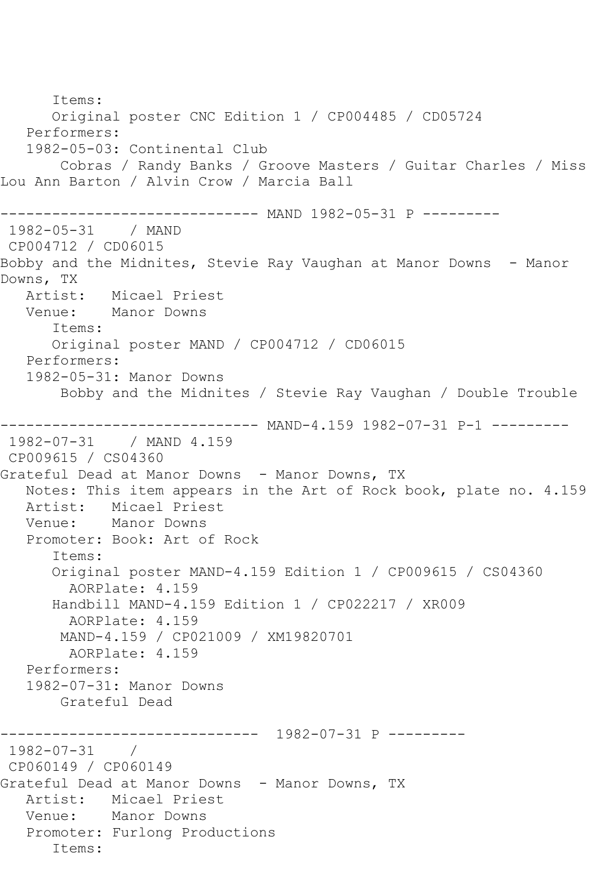```
      Items:
      Original poster CNC Edition 1 / CP004485 / CD05724
   Performers:
   1982-05-03: Continental Club
       Cobras / Randy Banks / Groove Masters / Guitar Charles / Miss
Lou Ann Barton / Alvin Crow / Marcia Ball

------------------------------ MAND 1982-05-31 P ---------
 1982-05-31    / MAND
 CP004712 / CD06015
Bobby and the Midnites, Stevie Ray Vaughan at Manor Downs  - Manor
Downs, TX
   Artist:   Micael Priest
   Venue:    Manor Downs
      Items:
      Original poster MAND / CP004712 / CD06015
   Performers:
   1982-05-31: Manor Downs
       Bobby and the Midnites / Stevie Ray Vaughan / Double Trouble

------------------------------ MAND-4.159 1982-07-31 P-1 ---------
 1982-07-31    / MAND 4.159
 CP009615 / CS04360
Grateful Dead at Manor Downs  - Manor Downs, TX
   Notes: This item appears in the Art of Rock book, plate no. 4.159
   Artist:   Micael Priest
   Venue:    Manor Downs
   Promoter: Book: Art of Rock
      Items:
      Original poster MAND-4.159 Edition 1 / CP009615 / CS04360
        AORPlate: 4.159
      Handbill MAND-4.159 Edition 1 / CP022217 / XR009
        AORPlate: 4.159
       MAND-4.159 / CP021009 / XM19820701
        AORPlate: 4.159
   Performers:
   1982-07-31: Manor Downs
       Grateful Dead

------------------------------  1982-07-31 P ---------
 1982-07-31    /
 CP060149 / CP060149
Grateful Dead at Manor Downs  - Manor Downs, TX
   Artist:   Micael Priest
   Venue:    Manor Downs
   Promoter: Furlong Productions
      Items:
```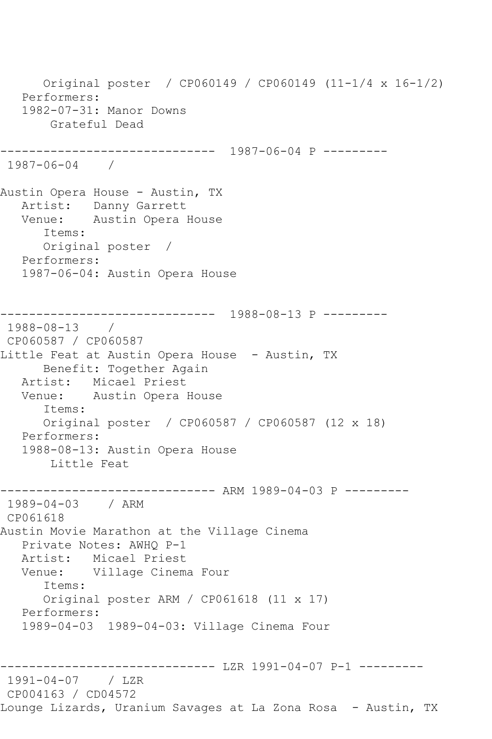```
      Original poster  / CP060149 / CP060149 (11-1/4 x 16-1/2)
   Performers:
   1982-07-31: Manor Downs
       Grateful Dead

------------------------------  1987-06-04 P ---------
 1987-06-04    / 

Austin Opera House - Austin, TX
   Artist:   Danny Garrett
   Venue:    Austin Opera House
      Items:
      Original poster  / 
   Performers:
   1987-06-04: Austin Opera House


------------------------------  1988-08-13 P ---------
 1988-08-13    / 
 CP060587 / CP060587
Little Feat at Austin Opera House  - Austin, TX
      Benefit: Together Again
   Artist:   Micael Priest
   Venue:    Austin Opera House
      Items:
      Original poster  / CP060587 / CP060587 (12 x 18)
   Performers:
   1988-08-13: Austin Opera House
       Little Feat

------------------------------ ARM 1989-04-03 P ---------
 1989-04-03    / ARM
 CP061618
Austin Movie Marathon at the Village Cinema
   Private Notes: AWHQ P-1
   Artist:   Micael Priest
   Venue:    Village Cinema Four
      Items:
      Original poster ARM / CP061618 (11 x 17)
   Performers:
   1989-04-03  1989-04-03: Village Cinema Four


------------------------------ LZR 1991-04-07 P-1 ---------
 1991-04-07    / LZR
 CP004163 / CD04572
Lounge Lizards, Uranium Savages at La Zona Rosa  - Austin, TX
```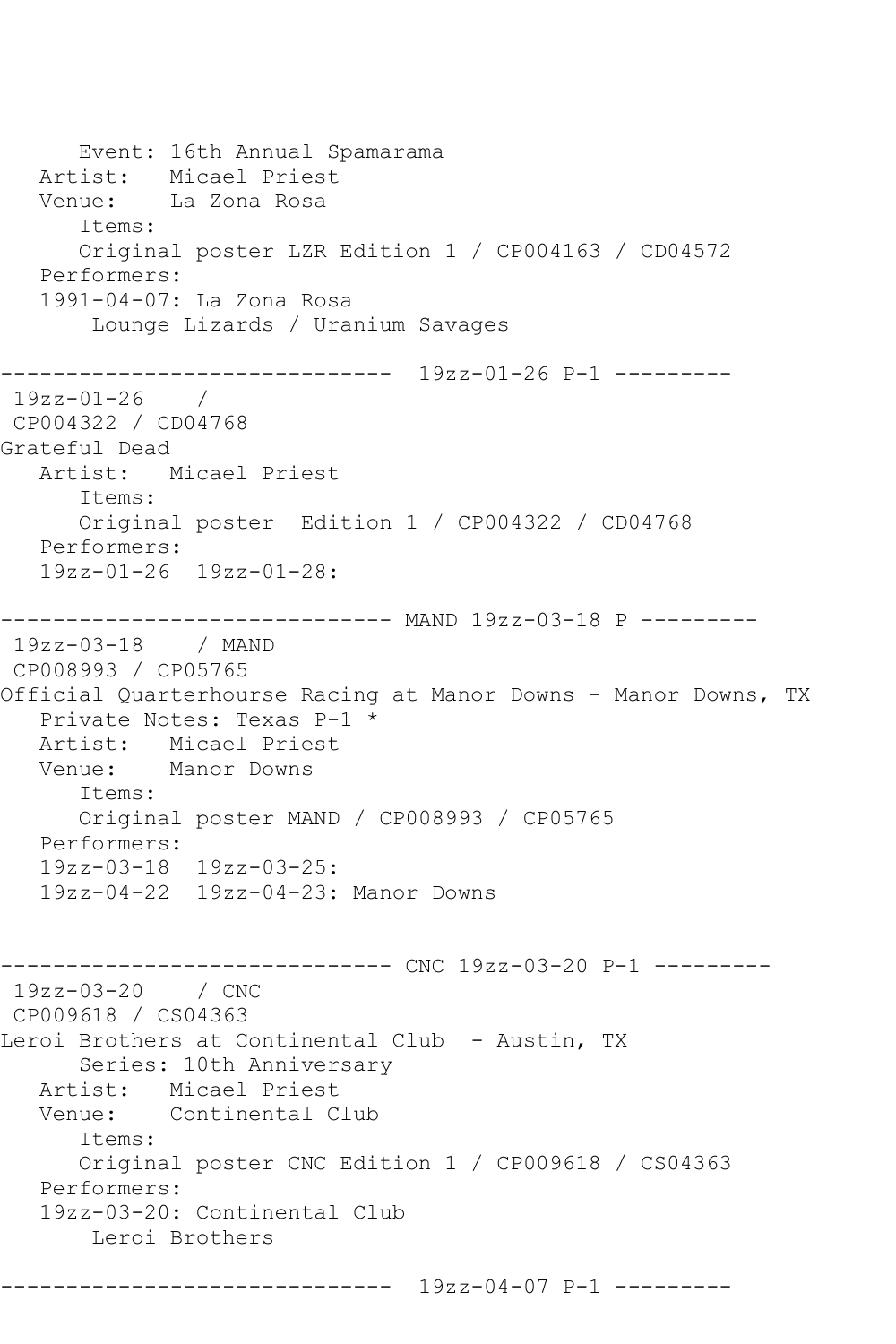```
      Event: 16th Annual Spamarama
   Artist:   Micael Priest
   Venue:    La Zona Rosa
      Items:
      Original poster LZR Edition 1 / CP004163 / CD04572
   Performers:
   1991-04-07: La Zona Rosa
       Lounge Lizards / Uranium Savages

------------------------------  19zz-01-26 P-1 ---------
 19zz-01-26    / 
 CP004322 / CD04768
Grateful Dead
   Artist:   Micael Priest
      Items:
      Original poster  Edition 1 / CP004322 / CD04768
   Performers:
   19zz-01-26  19zz-01-28:

------------------------------ MAND 19zz-03-18 P ---------
 19zz-03-18    / MAND
 CP008993 / CP05765
Official Quarterhourse Racing at Manor Downs - Manor Downs, TX
   Private Notes: Texas P-1 *
   Artist:   Micael Priest
   Venue:    Manor Downs
      Items:
      Original poster MAND / CP008993 / CP05765
   Performers:
   19zz-03-18  19zz-03-25:
   19zz-04-22  19zz-04-23: Manor Downs


------------------------------ CNC 19zz-03-20 P-1 ---------
 19zz-03-20    / CNC
 CP009618 / CS04363
Leroi Brothers at Continental Club  - Austin, TX
      Series: 10th Anniversary
   Artist:   Micael Priest
   Venue:    Continental Club
      Items:
      Original poster CNC Edition 1 / CP009618 / CS04363
   Performers:
   19zz-03-20: Continental Club
       Leroi Brothers

------------------------------  19zz-04-07 P-1 ---------
```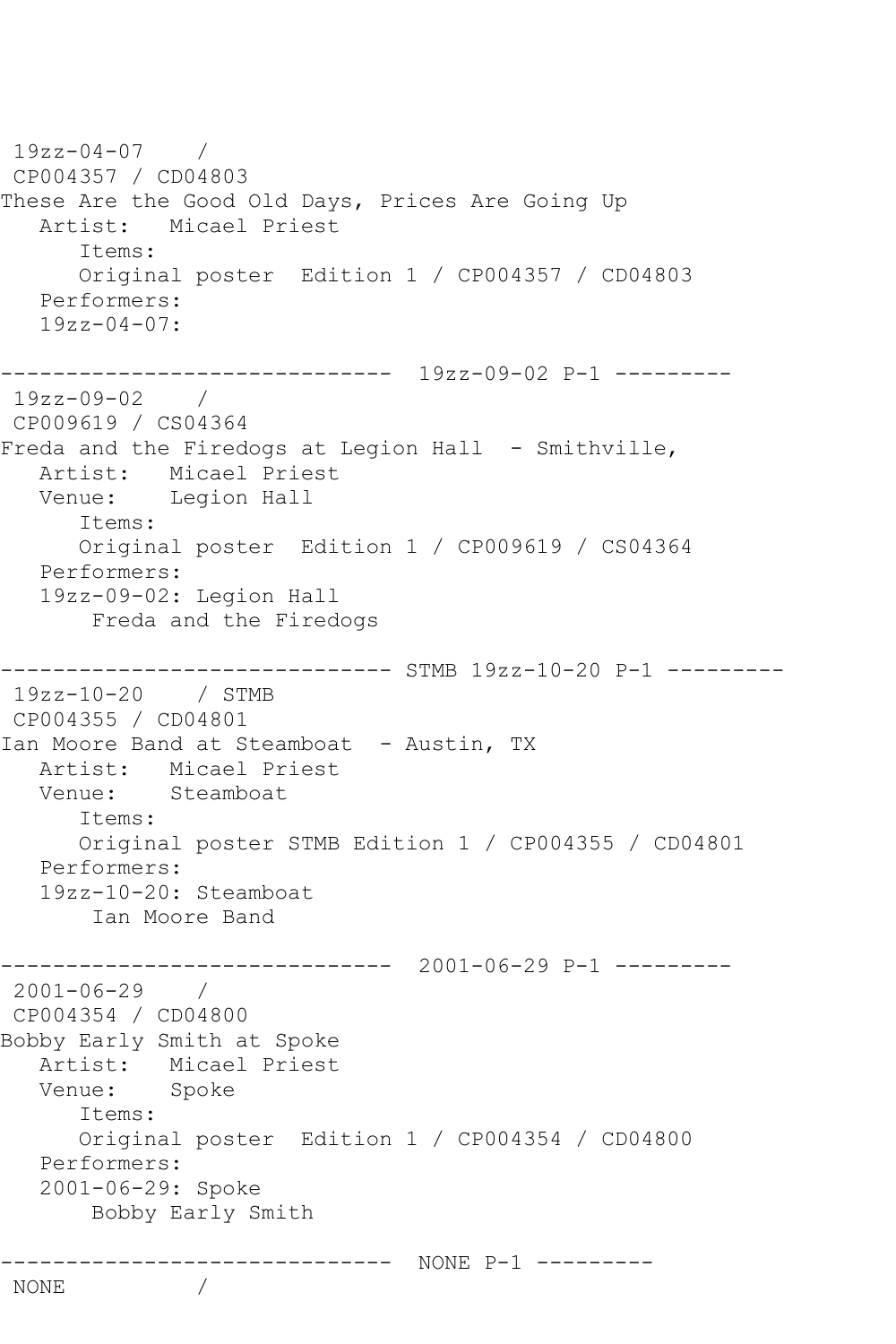```
 19zz-04-07    / 
 CP004357 / CD04803
These Are the Good Old Days, Prices Are Going Up
   Artist:   Micael Priest
      Items:
      Original poster  Edition 1 / CP004357 / CD04803
   Performers:
   19zz-04-07:

------------------------------  19zz-09-02 P-1 ---------
 19zz-09-02    / 
 CP009619 / CS04364
Freda and the Firedogs at Legion Hall  - Smithville, 
   Artist:   Micael Priest
   Venue:    Legion Hall
      Items:
      Original poster  Edition 1 / CP009619 / CS04364
   Performers:
   19zz-09-02: Legion Hall
       Freda and the Firedogs

------------------------------ STMB 19zz-10-20 P-1 ---------
 19zz-10-20    / STMB
 CP004355 / CD04801
Ian Moore Band at Steamboat  - Austin, TX
   Artist:   Micael Priest
   Venue:    Steamboat
      Items:
      Original poster STMB Edition 1 / CP004355 / CD04801
   Performers:
   19zz-10-20: Steamboat
       Ian Moore Band

------------------------------  2001-06-29 P-1 ---------
 2001-06-29    / 
 CP004354 / CD04800
Bobby Early Smith at Spoke
   Artist:   Micael Priest
   Venue:    Spoke
      Items:
      Original poster  Edition 1 / CP004354 / CD04800
   Performers:
   2001-06-29: Spoke
       Bobby Early Smith

------------------------------  NONE P-1 ---------
 NONE          / 
```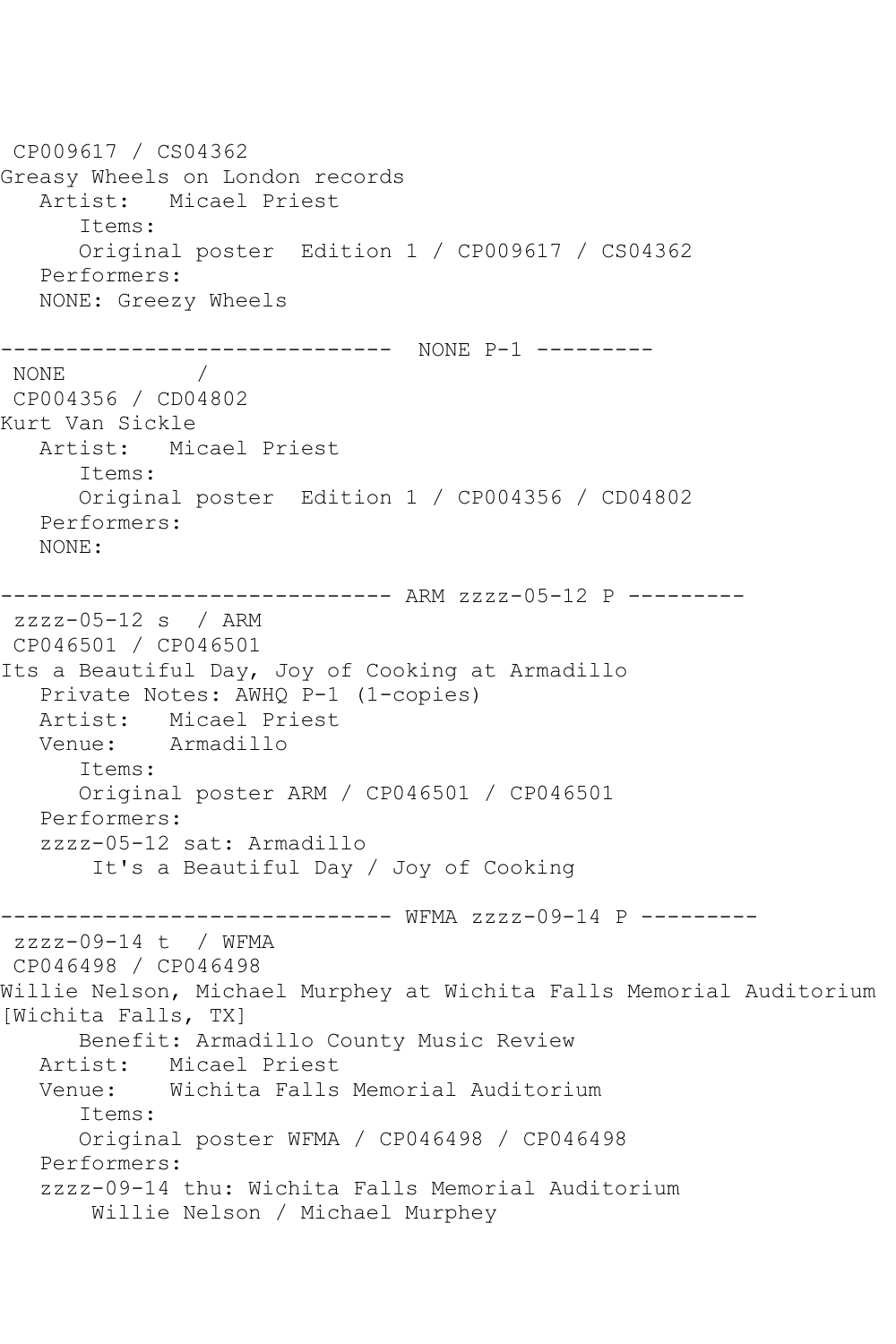```
 CP009617 / CS04362
Greasy Wheels on London records
   Artist:   Micael Priest
      Items:
      Original poster  Edition 1 / CP009617 / CS04362
   Performers:
   NONE: Greezy Wheels

------------------------------  NONE P-1 ---------
 NONE          /
 CP004356 / CD04802
Kurt Van Sickle
   Artist:   Micael Priest
      Items:
      Original poster  Edition 1 / CP004356 / CD04802
   Performers:
   NONE:

------------------------------ ARM zzzz-05-12 P ---------
 zzzz-05-12 s  / ARM
 CP046501 / CP046501
Its a Beautiful Day, Joy of Cooking at Armadillo
   Private Notes: AWHQ P-1 (1-copies)
   Artist:   Micael Priest
   Venue:    Armadillo
      Items:
      Original poster ARM / CP046501 / CP046501
   Performers:
   zzzz-05-12 sat: Armadillo
       It's a Beautiful Day / Joy of Cooking

------------------------------ WFMA zzzz-09-14 P ---------
 zzzz-09-14 t  / WFMA
 CP046498 / CP046498
Willie Nelson, Michael Murphey at Wichita Falls Memorial Auditorium
[Wichita Falls, TX]
      Benefit: Armadillo County Music Review
   Artist:   Micael Priest
   Venue:    Wichita Falls Memorial Auditorium
      Items:
      Original poster WFMA / CP046498 / CP046498
   Performers:
   zzzz-09-14 thu: Wichita Falls Memorial Auditorium
       Willie Nelson / Michael Murphey
```